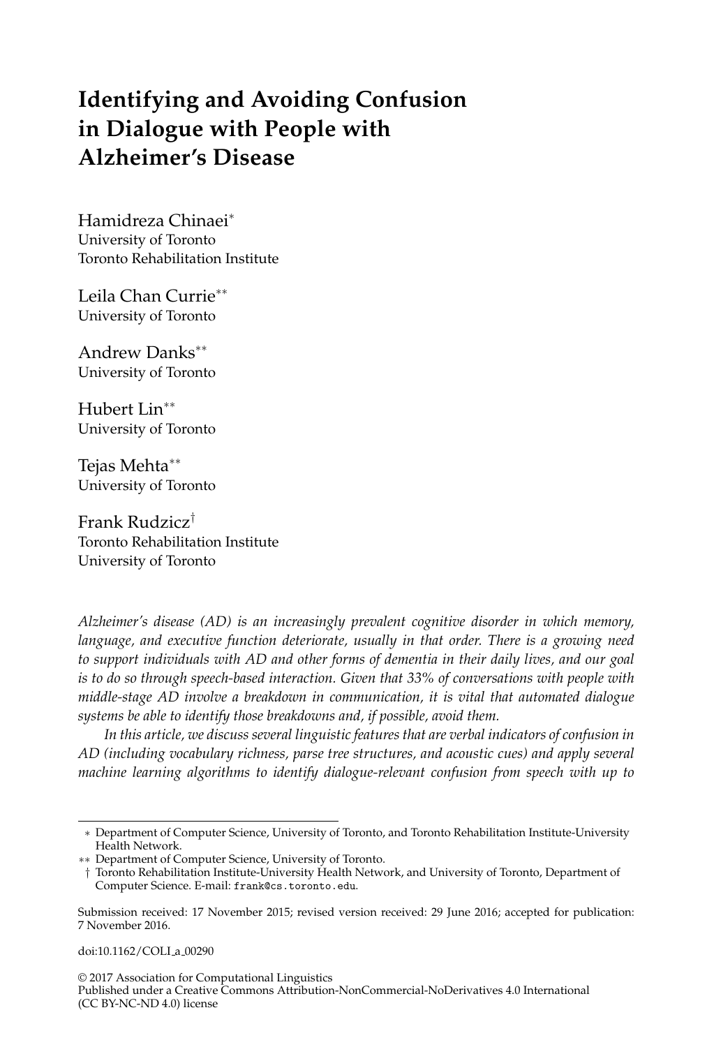# Identifying and Avoiding Confusion in Dialogue with People with Alzheimer's Disease

Hamidreza Chinaei*
University of Toronto
Toronto Rehabilitation Institute

Leila Chan Currie**
University of Toronto

Andrew Danks**
University of Toronto

Hubert Lin**
University of Toronto

Tejas Mehta**
University of Toronto

Frank Rudzicz†
Toronto Rehabilitation Institute
University of Toronto

*Alzheimer's disease (AD) is an increasingly prevalent cognitive disorder in which memory, language, and executive function deteriorate, usually in that order. There is a growing need to support individuals with AD and other forms of dementia in their daily lives, and our goal is to do so through speech-based interaction. Given that 33% of conversations with people with middle-stage AD involve a breakdown in communication, it is vital that automated dialogue systems be able to identify those breakdowns and, if possible, avoid them.*

*In this article, we discuss several linguistic features that are verbal indicators of confusion in AD (including vocabulary richness, parse tree structures, and acoustic cues) and apply several machine learning algorithms to identify dialogue-relevant confusion from speech with up to*

---

\* Department of Computer Science, University of Toronto, and Toronto Rehabilitation Institute-University Health Network.

\*\* Department of Computer Science, University of Toronto.

† Toronto Rehabilitation Institute-University Health Network, and University of Toronto, Department of Computer Science. E-mail: frank@cs.toronto.edu.

Submission received: 17 November 2015; revised version received: 29 June 2016; accepted for publication: 7 November 2016.

doi:10.1162/COLI_a_00290

© 2017 Association for Computational Linguistics
Published under a Creative Commons Attribution-NonCommercial-NoDerivatives 4.0 International (CC BY-NC-ND 4.0) license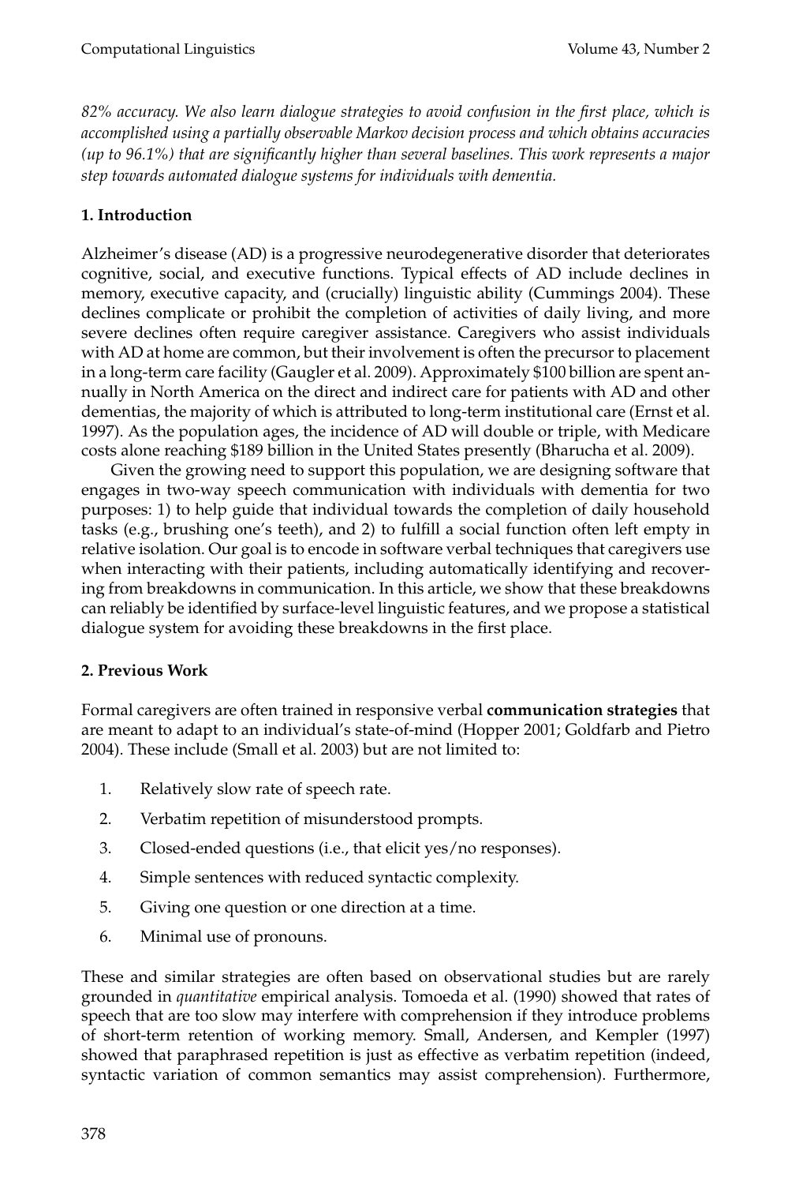*82% accuracy. We also learn dialogue strategies to avoid confusion in the first place, which is accomplished using a partially observable Markov decision process and which obtains accuracies (up to 96.1%) that are significantly higher than several baselines. This work represents a major step towards automated dialogue systems for individuals with dementia.*

## 1. Introduction

Alzheimer's disease (AD) is a progressive neurodegenerative disorder that deteriorates cognitive, social, and executive functions. Typical effects of AD include declines in memory, executive capacity, and (crucially) linguistic ability (Cummings 2004). These declines complicate or prohibit the completion of activities of daily living, and more severe declines often require caregiver assistance. Caregivers who assist individuals with AD at home are common, but their involvement is often the precursor to placement in a long-term care facility (Gaugler et al. 2009). Approximately $100 billion are spent annually in North America on the direct and indirect care for patients with AD and other dementias, the majority of which is attributed to long-term institutional care (Ernst et al. 1997). As the population ages, the incidence of AD will double or triple, with Medicare costs alone reaching $189 billion in the United States presently (Bharucha et al. 2009).

Given the growing need to support this population, we are designing software that engages in two-way speech communication with individuals with dementia for two purposes: 1) to help guide that individual towards the completion of daily household tasks (e.g., brushing one's teeth), and 2) to fulfill a social function often left empty in relative isolation. Our goal is to encode in software verbal techniques that caregivers use when interacting with their patients, including automatically identifying and recovering from breakdowns in communication. In this article, we show that these breakdowns can reliably be identified by surface-level linguistic features, and we propose a statistical dialogue system for avoiding these breakdowns in the first place.

## 2. Previous Work

Formal caregivers are often trained in responsive verbal **communication strategies** that are meant to adapt to an individual's state-of-mind (Hopper 2001; Goldfarb and Pietro 2004). These include (Small et al. 2003) but are not limited to:

1. Relatively slow rate of speech rate.
2. Verbatim repetition of misunderstood prompts.
3. Closed-ended questions (i.e., that elicit yes/no responses).
4. Simple sentences with reduced syntactic complexity.
5. Giving one question or one direction at a time.
6. Minimal use of pronouns.

These and similar strategies are often based on observational studies but are rarely grounded in *quantitative* empirical analysis. Tomoeda et al. (1990) showed that rates of speech that are too slow may interfere with comprehension if they introduce problems of short-term retention of working memory. Small, Andersen, and Kempler (1997) showed that paraphrased repetition is just as effective as verbatim repetition (indeed, syntactic variation of common semantics may assist comprehension). Furthermore,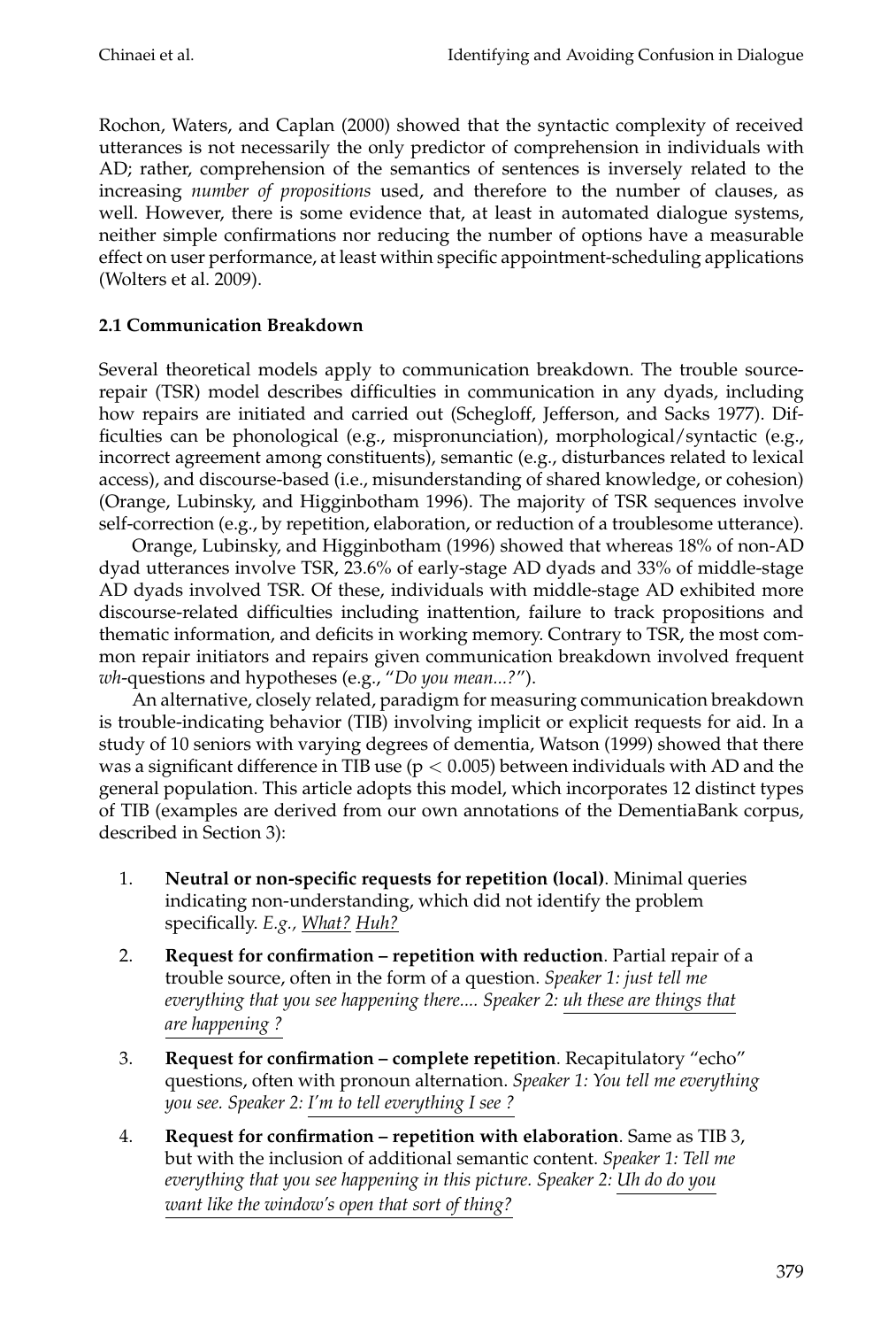Rochon, Waters, and Caplan (2000) showed that the syntactic complexity of received utterances is not necessarily the only predictor of comprehension in individuals with AD; rather, comprehension of the semantics of sentences is inversely related to the increasing *number of propositions* used, and therefore to the number of clauses, as well. However, there is some evidence that, at least in automated dialogue systems, neither simple confirmations nor reducing the number of options have a measurable effect on user performance, at least within specific appointment-scheduling applications (Wolters et al. 2009).

### 2.1 Communication Breakdown

Several theoretical models apply to communication breakdown. The trouble source-repair (TSR) model describes difficulties in communication in any dyads, including how repairs are initiated and carried out (Schegloff, Jefferson, and Sacks 1977). Difficulties can be phonological (e.g., mispronunciation), morphological/syntactic (e.g., incorrect agreement among constituents), semantic (e.g., disturbances related to lexical access), and discourse-based (i.e., misunderstanding of shared knowledge, or cohesion) (Orange, Lubinsky, and Higginbotham 1996). The majority of TSR sequences involve self-correction (e.g., by repetition, elaboration, or reduction of a troublesome utterance).

Orange, Lubinsky, and Higginbotham (1996) showed that whereas 18% of non-AD dyad utterances involve TSR, 23.6% of early-stage AD dyads and 33% of middle-stage AD dyads involved TSR. Of these, individuals with middle-stage AD exhibited more discourse-related difficulties including inattention, failure to track propositions and thematic information, and deficits in working memory. Contrary to TSR, the most common repair initiators and repairs given communication breakdown involved frequent *wh*-questions and hypotheses (e.g., "*Do you mean...?*").

An alternative, closely related, paradigm for measuring communication breakdown is trouble-indicating behavior (TIB) involving implicit or explicit requests for aid. In a study of 10 seniors with varying degrees of dementia, Watson (1999) showed that there was a significant difference in TIB use ($p < 0.005$) between individuals with AD and the general population. This article adopts this model, which incorporates 12 distinct types of TIB (examples are derived from our own annotations of the DementiaBank corpus, described in Section 3):

1. **Neutral or non-specific requests for repetition (local)**. Minimal queries indicating non-understanding, which did not identify the problem specifically. *E.g., What? Huh?*
2. **Request for confirmation – repetition with reduction**. Partial repair of a trouble source, often in the form of a question. *Speaker 1: just tell me everything that you see happening there.... Speaker 2: uh these are things that are happening ?*
3. **Request for confirmation – complete repetition**. Recapitulatory "echo" questions, often with pronoun alternation. *Speaker 1: You tell me everything you see. Speaker 2: I'm to tell everything I see ?*
4. **Request for confirmation – repetition with elaboration**. Same as TIB 3, but with the inclusion of additional semantic content. *Speaker 1: Tell me everything that you see happening in this picture. Speaker 2: Uh do do you want like the window's open that sort of thing?*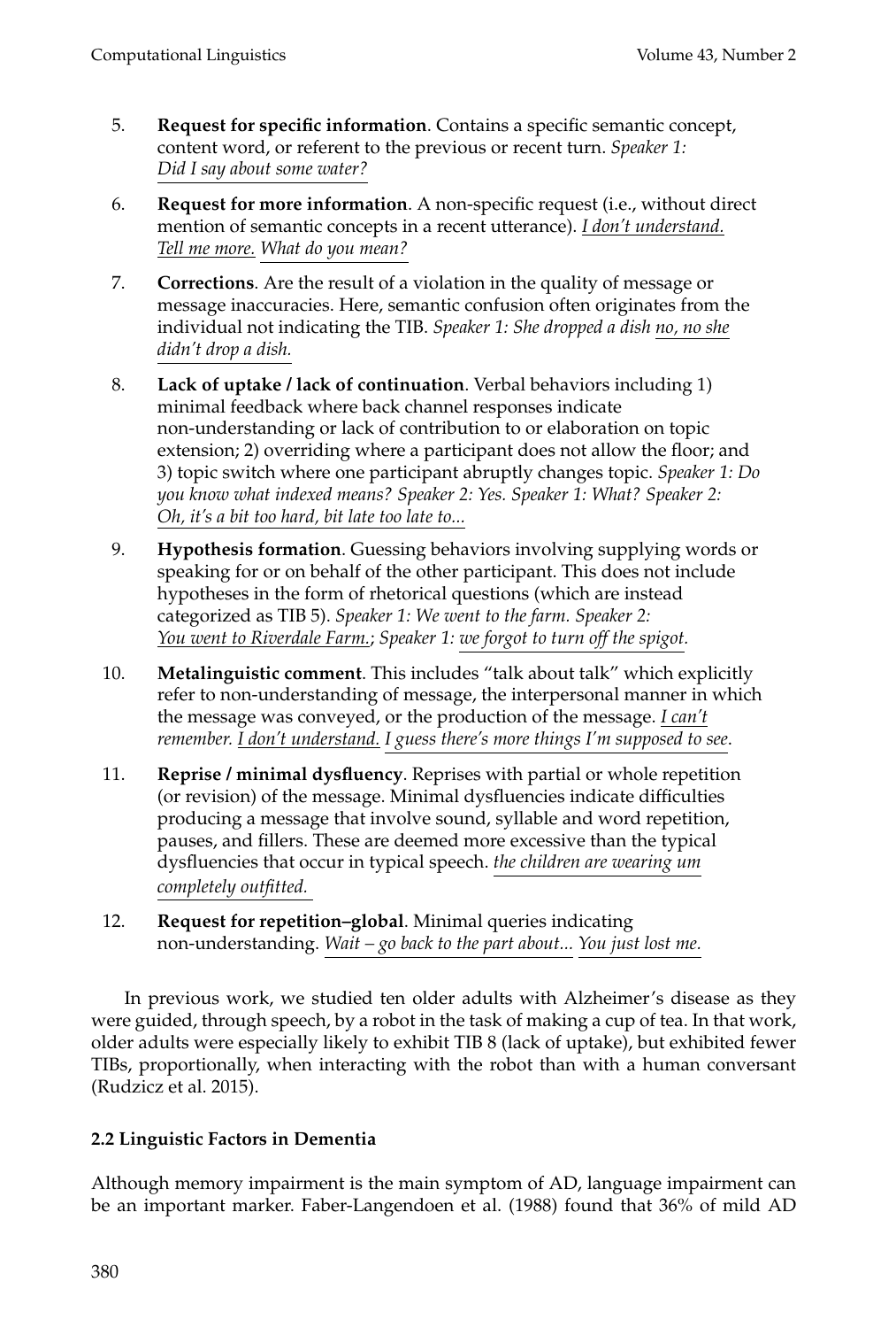5. **Request for specific information**. Contains a specific semantic concept, content word, or referent to the previous or recent turn. *Speaker 1: Did I say about some water?*

6. **Request for more information**. A non-specific request (i.e., without direct mention of semantic concepts in a recent utterance). *I don't understand. Tell me more. What do you mean?*

7. **Corrections**. Are the result of a violation in the quality of message or message inaccuracies. Here, semantic confusion often originates from the individual not indicating the TIB. *Speaker 1: She dropped a dish no, no she didn't drop a dish.*

8. **Lack of uptake / lack of continuation**. Verbal behaviors including 1) minimal feedback where back channel responses indicate non-understanding or lack of contribution to or elaboration on topic extension; 2) overriding where a participant does not allow the floor; and 3) topic switch where one participant abruptly changes topic. *Speaker 1: Do you know what indexed means? Speaker 2: Yes. Speaker 1: What? Speaker 2: Oh, it's a bit too hard, bit late too late to...*

9. **Hypothesis formation**. Guessing behaviors involving supplying words or speaking for or on behalf of the other participant. This does not include hypotheses in the form of rhetorical questions (which are instead categorized as TIB 5). *Speaker 1: We went to the farm. Speaker 2: You went to Riverdale Farm.*; *Speaker 1: we forgot to turn off the spigot.*

10. **Metalinguistic comment**. This includes "talk about talk" which explicitly refer to non-understanding of message, the interpersonal manner in which the message was conveyed, or the production of the message. *I can't remember. I don't understand. I guess there's more things I'm supposed to see.*

11. **Reprise / minimal dysfluency**. Reprises with partial or whole repetition (or revision) of the message. Minimal dysfluencies indicate difficulties producing a message that involve sound, syllable and word repetition, pauses, and fillers. These are deemed more excessive than the typical dysfluencies that occur in typical speech. *the children are wearing um completely outfitted.*

12. **Request for repetition–global**. Minimal queries indicating non-understanding. *Wait – go back to the part about... You just lost me.*

In previous work, we studied ten older adults with Alzheimer's disease as they were guided, through speech, by a robot in the task of making a cup of tea. In that work, older adults were especially likely to exhibit TIB 8 (lack of uptake), but exhibited fewer TIBs, proportionally, when interacting with the robot than with a human conversant (Rudzicz et al. 2015).

### 2.2 Linguistic Factors in Dementia

Although memory impairment is the main symptom of AD, language impairment can be an important marker. Faber-Langendoen et al. (1988) found that 36% of mild AD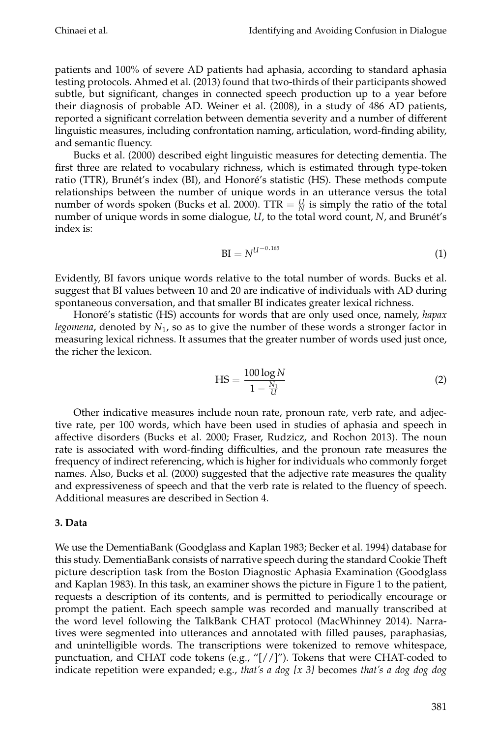patients and 100% of severe AD patients had aphasia, according to standard aphasia testing protocols. Ahmed et al. (2013) found that two-thirds of their participants showed subtle, but significant, changes in connected speech production up to a year before their diagnosis of probable AD. Weiner et al. (2008), in a study of 486 AD patients, reported a significant correlation between dementia severity and a number of different linguistic measures, including confrontation naming, articulation, word-finding ability, and semantic fluency.

Bucks et al. (2000) described eight linguistic measures for detecting dementia. The first three are related to vocabulary richness, which is estimated through type-token ratio (TTR), Brunét's index (BI), and Honoré's statistic (HS). These methods compute relationships between the number of unique words in an utterance versus the total number of words spoken (Bucks et al. 2000). $\text{TTR} = \frac{U}{N}$ is simply the ratio of the total number of unique words in some dialogue, $U$, to the total word count, $N$, and Brunét's index is:

$$\text{BI} = N^{U^{-0.165}} \tag{1}$$

Evidently, BI favors unique words relative to the total number of words. Bucks et al. suggest that BI values between 10 and 20 are indicative of individuals with AD during spontaneous conversation, and that smaller BI indicates greater lexical richness.

Honoré's statistic (HS) accounts for words that are only used once, namely, *hapax legomena*, denoted by $N_1$, so as to give the number of these words a stronger factor in measuring lexical richness. It assumes that the greater number of words used just once, the richer the lexicon.

$$\text{HS} = \frac{100 \log N}{1 - \frac{N_1}{U}} \tag{2}$$

Other indicative measures include noun rate, pronoun rate, verb rate, and adjective rate, per 100 words, which have been used in studies of aphasia and speech in affective disorders (Bucks et al. 2000; Fraser, Rudzicz, and Rochon 2013). The noun rate is associated with word-finding difficulties, and the pronoun rate measures the frequency of indirect referencing, which is higher for individuals who commonly forget names. Also, Bucks et al. (2000) suggested that the adjective rate measures the quality and expressiveness of speech and that the verb rate is related to the fluency of speech. Additional measures are described in Section 4.

## 3. Data

We use the DementiaBank (Goodglass and Kaplan 1983; Becker et al. 1994) database for this study. DementiaBank consists of narrative speech during the standard Cookie Theft picture description task from the Boston Diagnostic Aphasia Examination (Goodglass and Kaplan 1983). In this task, an examiner shows the picture in Figure 1 to the patient, requests a description of its contents, and is permitted to periodically encourage or prompt the patient. Each speech sample was recorded and manually transcribed at the word level following the TalkBank CHAT protocol (MacWhinney 2014). Narratives were segmented into utterances and annotated with filled pauses, paraphasias, and unintelligible words. The transcriptions were tokenized to remove whitespace, punctuation, and CHAT code tokens (e.g., "[//]"). Tokens that were CHAT-coded to indicate repetition were expanded; e.g., *that's a dog [x 3]* becomes *that's a dog dog dog*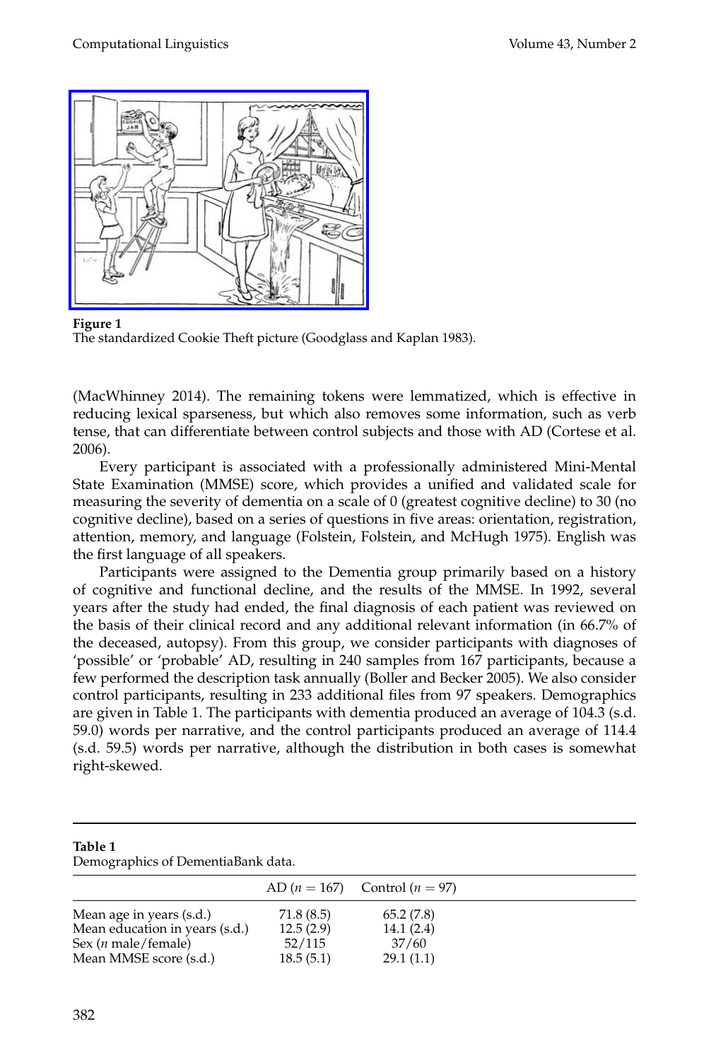**Figure 1**
The standardized Cookie Theft picture (Goodglass and Kaplan 1983).

(MacWhinney 2014). The remaining tokens were lemmatized, which is effective in reducing lexical sparseness, but which also removes some information, such as verb tense, that can differentiate between control subjects and those with AD (Cortese et al. 2006).

Every participant is associated with a professionally administered Mini-Mental State Examination (MMSE) score, which provides a unified and validated scale for measuring the severity of dementia on a scale of 0 (greatest cognitive decline) to 30 (no cognitive decline), based on a series of questions in five areas: orientation, registration, attention, memory, and language (Folstein, Folstein, and McHugh 1975). English was the first language of all speakers.

Participants were assigned to the Dementia group primarily based on a history of cognitive and functional decline, and the results of the MMSE. In 1992, several years after the study had ended, the final diagnosis of each patient was reviewed on the basis of their clinical record and any additional relevant information (in 66.7% of the deceased, autopsy). From this group, we consider participants with diagnoses of 'possible' or 'probable' AD, resulting in 240 samples from 167 participants, because a few performed the description task annually (Boller and Becker 2005). We also consider control participants, resulting in 233 additional files from 97 speakers. Demographics are given in Table 1. The participants with dementia produced an average of 104.3 (s.d. 59.0) words per narrative, and the control participants produced an average of 114.4 (s.d. 59.5) words per narrative, although the distribution in both cases is somewhat right-skewed.

**Table 1**
Demographics of DementiaBank data.

| | AD ($n = 167$) | Control ($n = 97$) |
|---|---|---|
| Mean age in years (s.d.) | 71.8 (8.5) | 65.2 (7.8) |
| Mean education in years (s.d.) | 12.5 (2.9) | 14.1 (2.4) |
| Sex ($n$ male/female) | 52/115 | 37/60 |
| Mean MMSE score (s.d.) | 18.5 (5.1) | 29.1 (1.1) |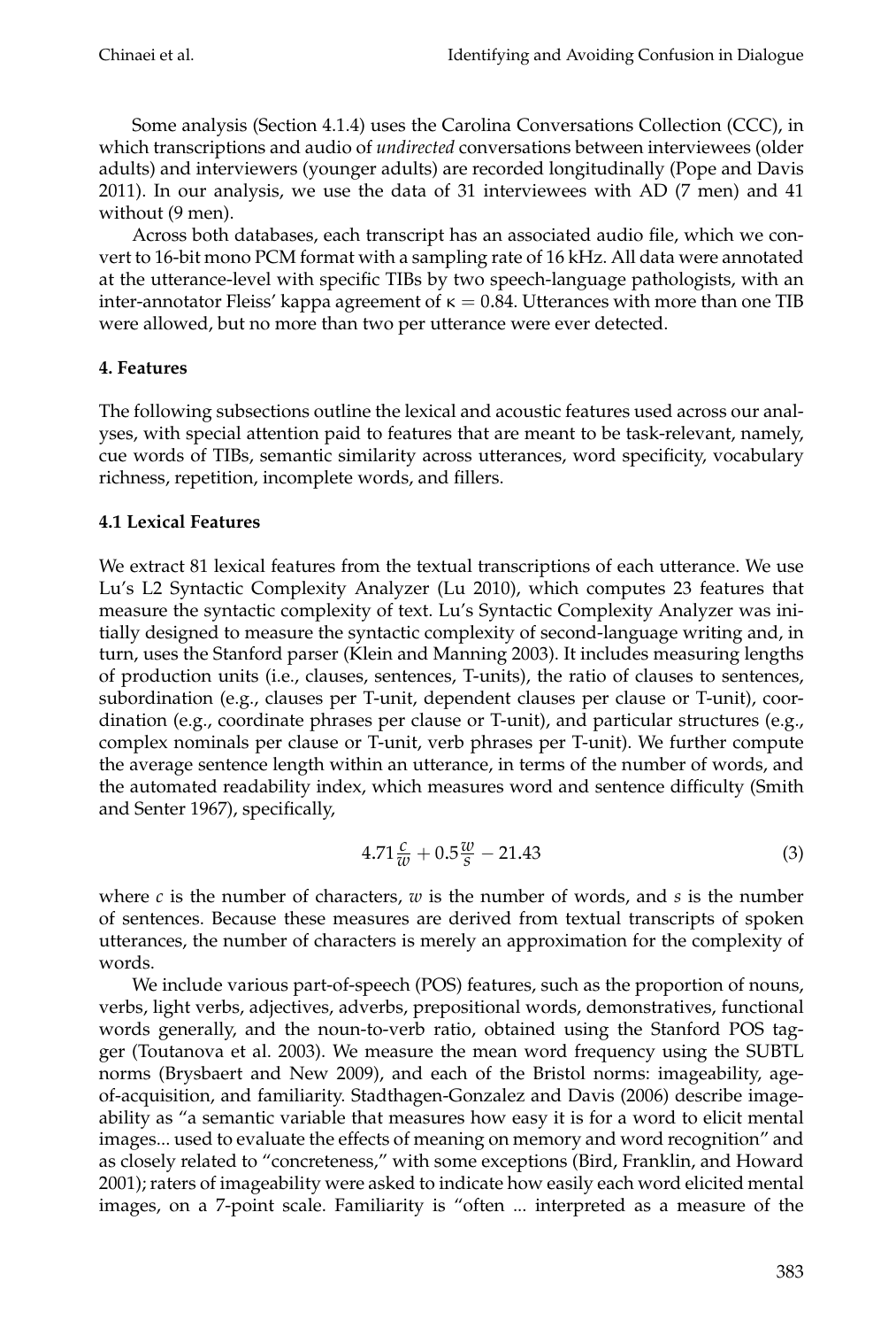Some analysis (Section 4.1.4) uses the Carolina Conversations Collection (CCC), in which transcriptions and audio of *undirected* conversations between interviewees (older adults) and interviewers (younger adults) are recorded longitudinally (Pope and Davis 2011). In our analysis, we use the data of 31 interviewees with AD (7 men) and 41 without (9 men).

Across both databases, each transcript has an associated audio file, which we convert to 16-bit mono PCM format with a sampling rate of 16 kHz. All data were annotated at the utterance-level with specific TIBs by two speech-language pathologists, with an inter-annotator Fleiss' kappa agreement of $\kappa = 0.84$. Utterances with more than one TIB were allowed, but no more than two per utterance were ever detected.

## 4. Features

The following subsections outline the lexical and acoustic features used across our analyses, with special attention paid to features that are meant to be task-relevant, namely, cue words of TIBs, semantic similarity across utterances, word specificity, vocabulary richness, repetition, incomplete words, and fillers.

### 4.1 Lexical Features

We extract 81 lexical features from the textual transcriptions of each utterance. We use Lu's L2 Syntactic Complexity Analyzer (Lu 2010), which computes 23 features that measure the syntactic complexity of text. Lu's Syntactic Complexity Analyzer was initially designed to measure the syntactic complexity of second-language writing and, in turn, uses the Stanford parser (Klein and Manning 2003). It includes measuring lengths of production units (i.e., clauses, sentences, T-units), the ratio of clauses to sentences, subordination (e.g., clauses per T-unit, dependent clauses per clause or T-unit), coordination (e.g., coordinate phrases per clause or T-unit), and particular structures (e.g., complex nominals per clause or T-unit, verb phrases per T-unit). We further compute the average sentence length within an utterance, in terms of the number of words, and the automated readability index, which measures word and sentence difficulty (Smith and Senter 1967), specifically,

$$4.71\frac{c}{w} + 0.5\frac{w}{s} - 21.43 \tag{3}$$

where $c$ is the number of characters, $w$ is the number of words, and $s$ is the number of sentences. Because these measures are derived from textual transcripts of spoken utterances, the number of characters is merely an approximation for the complexity of words.

We include various part-of-speech (POS) features, such as the proportion of nouns, verbs, light verbs, adjectives, adverbs, prepositional words, demonstratives, functional words generally, and the noun-to-verb ratio, obtained using the Stanford POS tagger (Toutanova et al. 2003). We measure the mean word frequency using the SUBTL norms (Brysbaert and New 2009), and each of the Bristol norms: imageability, age-of-acquisition, and familiarity. Stadthagen-Gonzalez and Davis (2006) describe imageability as "a semantic variable that measures how easy it is for a word to elicit mental images... used to evaluate the effects of meaning on memory and word recognition" and as closely related to "concreteness," with some exceptions (Bird, Franklin, and Howard 2001); raters of imageability were asked to indicate how easily each word elicited mental images, on a 7-point scale. Familiarity is "often ... interpreted as a measure of the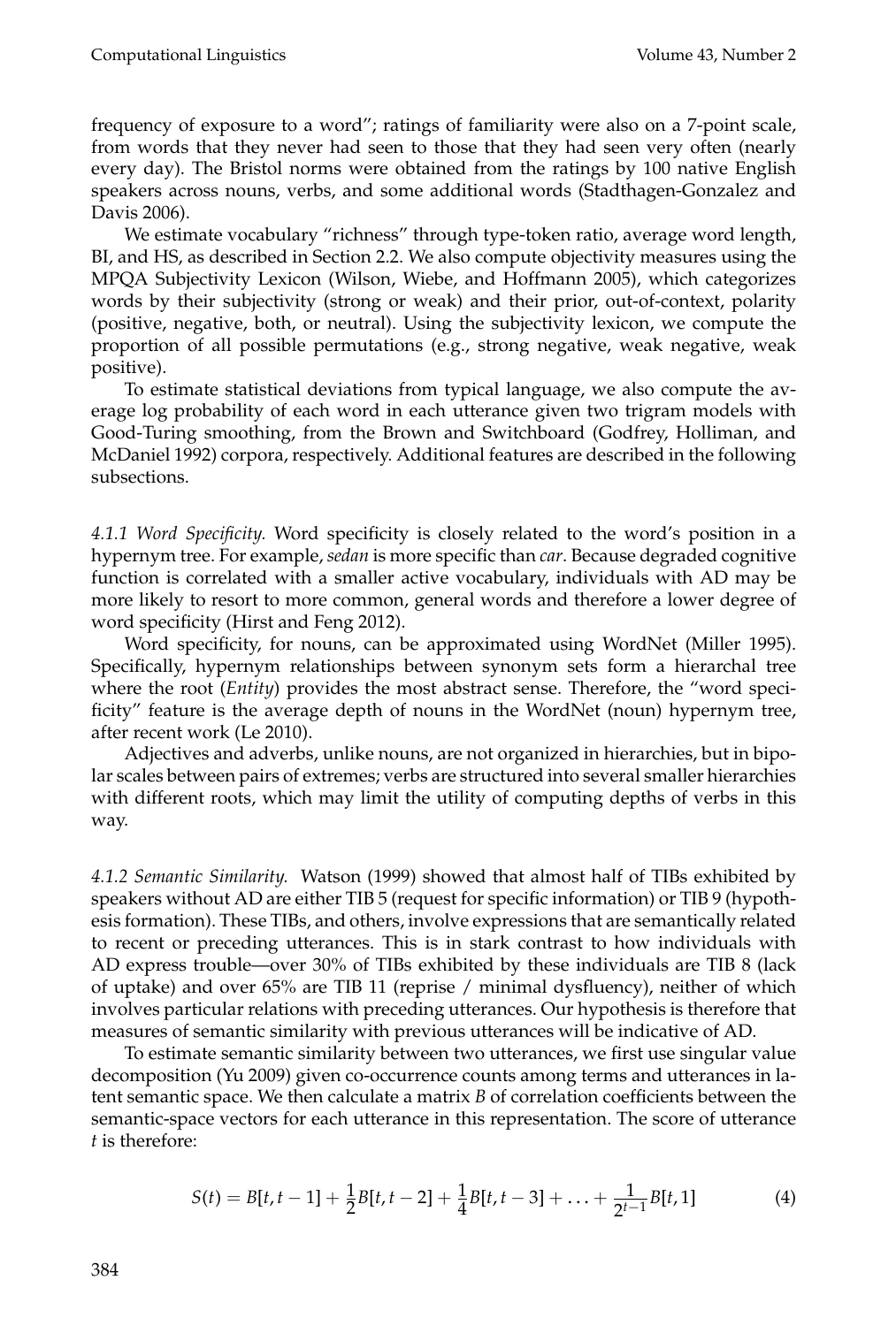frequency of exposure to a word"; ratings of familiarity were also on a 7-point scale, from words that they never had seen to those that they had seen very often (nearly every day). The Bristol norms were obtained from the ratings by 100 native English speakers across nouns, verbs, and some additional words (Stadthagen-Gonzalez and Davis 2006).

We estimate vocabulary "richness" through type-token ratio, average word length, BI, and HS, as described in Section 2.2. We also compute objectivity measures using the MPQA Subjectivity Lexicon (Wilson, Wiebe, and Hoffmann 2005), which categorizes words by their subjectivity (strong or weak) and their prior, out-of-context, polarity (positive, negative, both, or neutral). Using the subjectivity lexicon, we compute the proportion of all possible permutations (e.g., strong negative, weak negative, weak positive).

To estimate statistical deviations from typical language, we also compute the average log probability of each word in each utterance given two trigram models with Good-Turing smoothing, from the Brown and Switchboard (Godfrey, Holliman, and McDaniel 1992) corpora, respectively. Additional features are described in the following subsections.

#### 4.1.1 Word Specificity.

Word specificity is closely related to the word's position in a hypernym tree. For example, *sedan* is more specific than *car*. Because degraded cognitive function is correlated with a smaller active vocabulary, individuals with AD may be more likely to resort to more common, general words and therefore a lower degree of word specificity (Hirst and Feng 2012).

Word specificity, for nouns, can be approximated using WordNet (Miller 1995). Specifically, hypernym relationships between synonym sets form a hierarchal tree where the root (*Entity*) provides the most abstract sense. Therefore, the "word specificity" feature is the average depth of nouns in the WordNet (noun) hypernym tree, after recent work (Le 2010).

Adjectives and adverbs, unlike nouns, are not organized in hierarchies, but in bipolar scales between pairs of extremes; verbs are structured into several smaller hierarchies with different roots, which may limit the utility of computing depths of verbs in this way.

#### 4.1.2 Semantic Similarity.

Watson (1999) showed that almost half of TIBs exhibited by speakers without AD are either TIB 5 (request for specific information) or TIB 9 (hypothesis formation). These TIBs, and others, involve expressions that are semantically related to recent or preceding utterances. This is in stark contrast to how individuals with AD express trouble—over 30% of TIBs exhibited by these individuals are TIB 8 (lack of uptake) and over 65% are TIB 11 (reprise / minimal dysfluency), neither of which involves particular relations with preceding utterances. Our hypothesis is therefore that measures of semantic similarity with previous utterances will be indicative of AD.

To estimate semantic similarity between two utterances, we first use singular value decomposition (Yu 2009) given co-occurrence counts among terms and utterances in latent semantic space. We then calculate a matrix $B$ of correlation coefficients between the semantic-space vectors for each utterance in this representation. The score of utterance $t$ is therefore:

$$S(t) = B[t, t-1] + \frac{1}{2}B[t, t-2] + \frac{1}{4}B[t, t-3] + \ldots + \frac{1}{2^{t-1}}B[t, 1] \quad (4)$$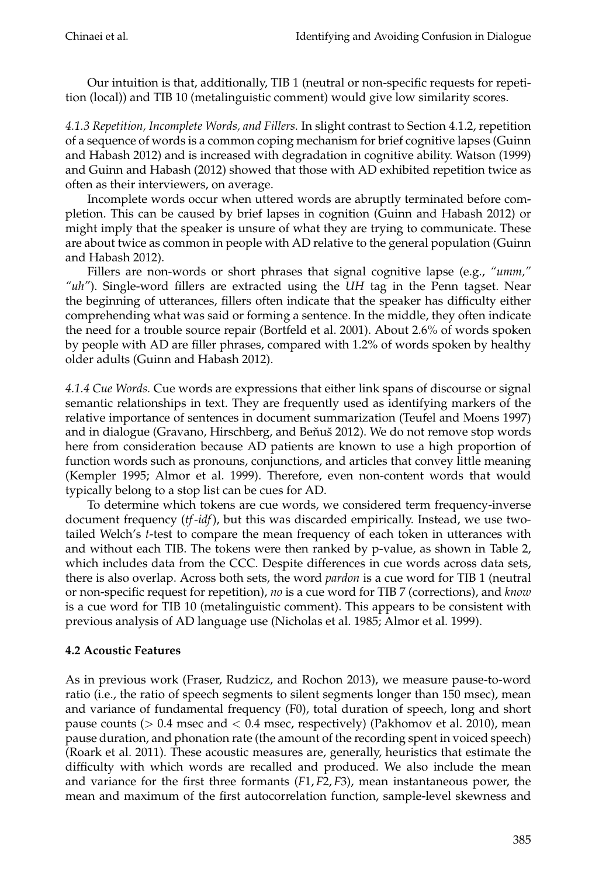Our intuition is that, additionally, TIB 1 (neutral or non-specific requests for repetition (local)) and TIB 10 (metalinguistic comment) would give low similarity scores.

*4.1.3 Repetition, Incomplete Words, and Fillers.* In slight contrast to Section 4.1.2, repetition of a sequence of words is a common coping mechanism for brief cognitive lapses (Guinn and Habash 2012) and is increased with degradation in cognitive ability. Watson (1999) and Guinn and Habash (2012) showed that those with AD exhibited repetition twice as often as their interviewers, on average.

Incomplete words occur when uttered words are abruptly terminated before completion. This can be caused by brief lapses in cognition (Guinn and Habash 2012) or might imply that the speaker is unsure of what they are trying to communicate. These are about twice as common in people with AD relative to the general population (Guinn and Habash 2012).

Fillers are non-words or short phrases that signal cognitive lapse (e.g., *"umm," "uh"*). Single-word fillers are extracted using the *UH* tag in the Penn tagset. Near the beginning of utterances, fillers often indicate that the speaker has difficulty either comprehending what was said or forming a sentence. In the middle, they often indicate the need for a trouble source repair (Bortfeld et al. 2001). About 2.6% of words spoken by people with AD are filler phrases, compared with 1.2% of words spoken by healthy older adults (Guinn and Habash 2012).

*4.1.4 Cue Words.* Cue words are expressions that either link spans of discourse or signal semantic relationships in text. They are frequently used as identifying markers of the relative importance of sentences in document summarization (Teufel and Moens 1997) and in dialogue (Gravano, Hirschberg, and Beňuš 2012). We do not remove stop words here from consideration because AD patients are known to use a high proportion of function words such as pronouns, conjunctions, and articles that convey little meaning (Kempler 1995; Almor et al. 1999). Therefore, even non-content words that would typically belong to a stop list can be cues for AD.

To determine which tokens are cue words, we considered term frequency-inverse document frequency (*tf-idf*), but this was discarded empirically. Instead, we use two-tailed Welch's *t*-test to compare the mean frequency of each token in utterances with and without each TIB. The tokens were then ranked by p-value, as shown in Table 2, which includes data from the CCC. Despite differences in cue words across data sets, there is also overlap. Across both sets, the word *pardon* is a cue word for TIB 1 (neutral or non-specific request for repetition), *no* is a cue word for TIB 7 (corrections), and *know* is a cue word for TIB 10 (metalinguistic comment). This appears to be consistent with previous analysis of AD language use (Nicholas et al. 1985; Almor et al. 1999).

### 4.2 Acoustic Features

As in previous work (Fraser, Rudzicz, and Rochon 2013), we measure pause-to-word ratio (i.e., the ratio of speech segments to silent segments longer than 150 msec), mean and variance of fundamental frequency (F0), total duration of speech, long and short pause counts ($> 0.4$ msec and $< 0.4$ msec, respectively) (Pakhomov et al. 2010), mean pause duration, and phonation rate (the amount of the recording spent in voiced speech) (Roark et al. 2011). These acoustic measures are, generally, heuristics that estimate the difficulty with which words are recalled and produced. We also include the mean and variance for the first three formants ($F1, F2, F3$), mean instantaneous power, the mean and maximum of the first autocorrelation function, sample-level skewness and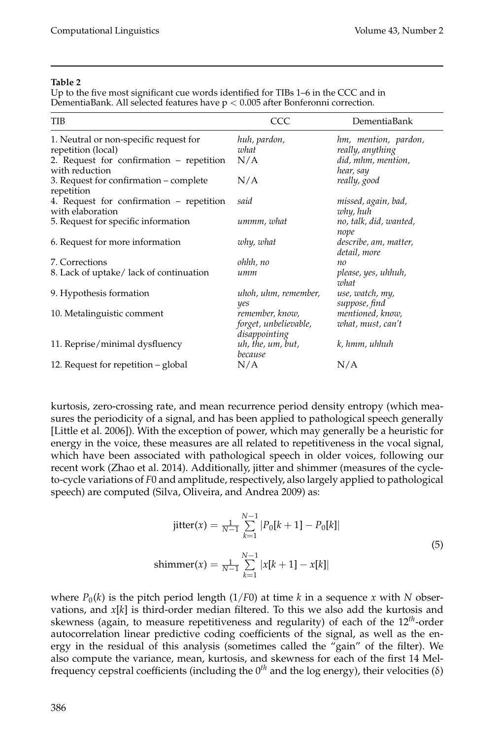**Table 2**

Up to the five most significant cue words identified for TIBs 1–6 in the CCC and in DementiaBank. All selected features have $p < 0.005$ after Bonferonni correction.

| TIB | CCC | DementiaBank |
|---|---|---|
| 1. Neutral or non-specific request for repetition (local) | *huh, pardon, what* | *hm, mention, pardon, really, anything* |
| 2. Request for confirmation – repetition with reduction | N/A | *did, mhm, mention, hear, say* |
| 3. Request for confirmation – complete repetition | N/A | *really, good* |
| 4. Request for confirmation – repetition with elaboration | *said* | *missed, again, bad, why, huh* |
| 5. Request for specific information | *ummm, what* | *no, talk, did, wanted, nope* |
| 6. Request for more information | *why, what* | *describe, am, matter, detail, more* |
| 7. Corrections | *ohhh, no* | *no* |
| 8. Lack of uptake/ lack of continuation | *umm* | *please, yes, uhhuh, what* |
| 9. Hypothesis formation | *uhoh, uhm, remember, yes* | *use, watch, my, suppose, find* |
| 10. Metalinguistic comment | *remember, know, forget, unbelievable, disappointing* | *mentioned, know, what, must, can't* |
| 11. Reprise/minimal dysfluency | *uh, the, um, but, because* | *k, hmm, uhhuh* |
| 12. Request for repetition – global | N/A | N/A |

kurtosis, zero-crossing rate, and mean recurrence period density entropy (which measures the periodicity of a signal, and has been applied to pathological speech generally [Little et al. 2006]). With the exception of power, which may generally be a heuristic for energy in the voice, these measures are all related to repetitiveness in the vocal signal, which have been associated with pathological speech in older voices, following our recent work (Zhao et al. 2014). Additionally, jitter and shimmer (measures of the cycle-to-cycle variations of $F0$ and amplitude, respectively, also largely applied to pathological speech) are computed (Silva, Oliveira, and Andrea 2009) as:

$$\text{jitter}(x) = \tfrac{1}{N-1} \sum_{k=1}^{N-1} |P_0[k+1] - P_0[k]|$$
$$\text{shimmer}(x) = \tfrac{1}{N-1} \sum_{k=1}^{N-1} |x[k+1] - x[k]| \tag{5}$$

where $P_0(k)$ is the pitch period length ($1/F0$) at time $k$ in a sequence $x$ with $N$ observations, and $x[k]$ is third-order median filtered. To this we also add the kurtosis and skewness (again, to measure repetitiveness and regularity) of each of the $12^{th}$-order autocorrelation linear predictive coding coefficients of the signal, as well as the energy in the residual of this analysis (sometimes called the "gain" of the filter). We also compute the variance, mean, kurtosis, and skewness for each of the first 14 Mel-frequency cepstral coefficients (including the $0^{th}$ and the log energy), their velocities ($\delta$)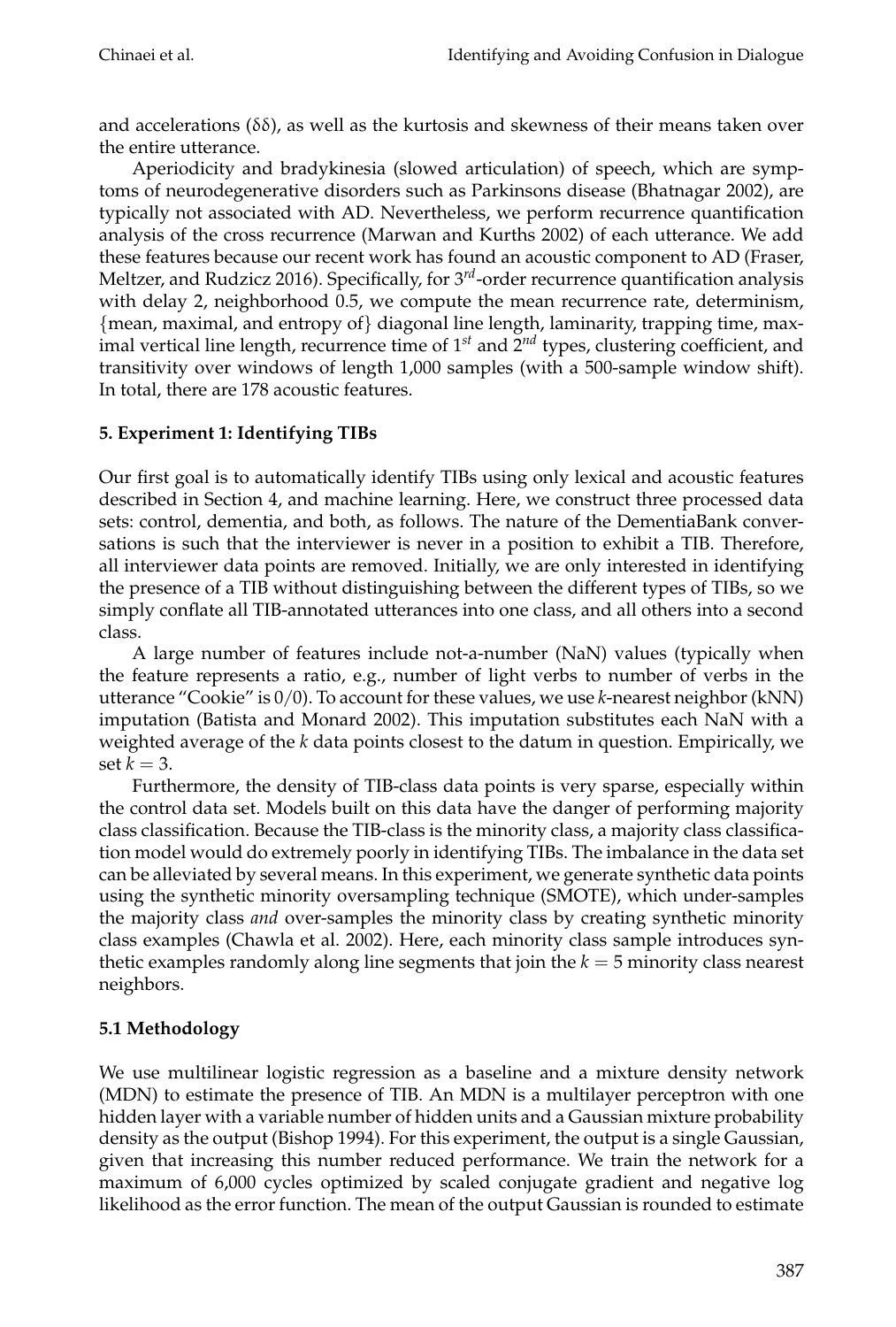and accelerations (δδ), as well as the kurtosis and skewness of their means taken over the entire utterance.

Aperiodicity and bradykinesia (slowed articulation) of speech, which are symptoms of neurodegenerative disorders such as Parkinsons disease (Bhatnagar 2002), are typically not associated with AD. Nevertheless, we perform recurrence quantification analysis of the cross recurrence (Marwan and Kurths 2002) of each utterance. We add these features because our recent work has found an acoustic component to AD (Fraser, Meltzer, and Rudzicz 2016). Specifically, for $3^{rd}$-order recurrence quantification analysis with delay 2, neighborhood 0.5, we compute the mean recurrence rate, determinism, {mean, maximal, and entropy of} diagonal line length, laminarity, trapping time, maximal vertical line length, recurrence time of $1^{st}$ and $2^{nd}$ types, clustering coefficient, and transitivity over windows of length 1,000 samples (with a 500-sample window shift). In total, there are 178 acoustic features.

## 5. Experiment 1: Identifying TIBs

Our first goal is to automatically identify TIBs using only lexical and acoustic features described in Section 4, and machine learning. Here, we construct three processed data sets: control, dementia, and both, as follows. The nature of the DementiaBank conversations is such that the interviewer is never in a position to exhibit a TIB. Therefore, all interviewer data points are removed. Initially, we are only interested in identifying the presence of a TIB without distinguishing between the different types of TIBs, so we simply conflate all TIB-annotated utterances into one class, and all others into a second class.

A large number of features include not-a-number (NaN) values (typically when the feature represents a ratio, e.g., number of light verbs to number of verbs in the utterance "Cookie" is 0/0). To account for these values, we use *k*-nearest neighbor (kNN) imputation (Batista and Monard 2002). This imputation substitutes each NaN with a weighted average of the *k* data points closest to the datum in question. Empirically, we set $k = 3$.

Furthermore, the density of TIB-class data points is very sparse, especially within the control data set. Models built on this data have the danger of performing majority class classification. Because the TIB-class is the minority class, a majority class classification model would do extremely poorly in identifying TIBs. The imbalance in the data set can be alleviated by several means. In this experiment, we generate synthetic data points using the synthetic minority oversampling technique (SMOTE), which under-samples the majority class *and* over-samples the minority class by creating synthetic minority class examples (Chawla et al. 2002). Here, each minority class sample introduces synthetic examples randomly along line segments that join the $k = 5$ minority class nearest neighbors.

### 5.1 Methodology

We use multilinear logistic regression as a baseline and a mixture density network (MDN) to estimate the presence of TIB. An MDN is a multilayer perceptron with one hidden layer with a variable number of hidden units and a Gaussian mixture probability density as the output (Bishop 1994). For this experiment, the output is a single Gaussian, given that increasing this number reduced performance. We train the network for a maximum of 6,000 cycles optimized by scaled conjugate gradient and negative log likelihood as the error function. The mean of the output Gaussian is rounded to estimate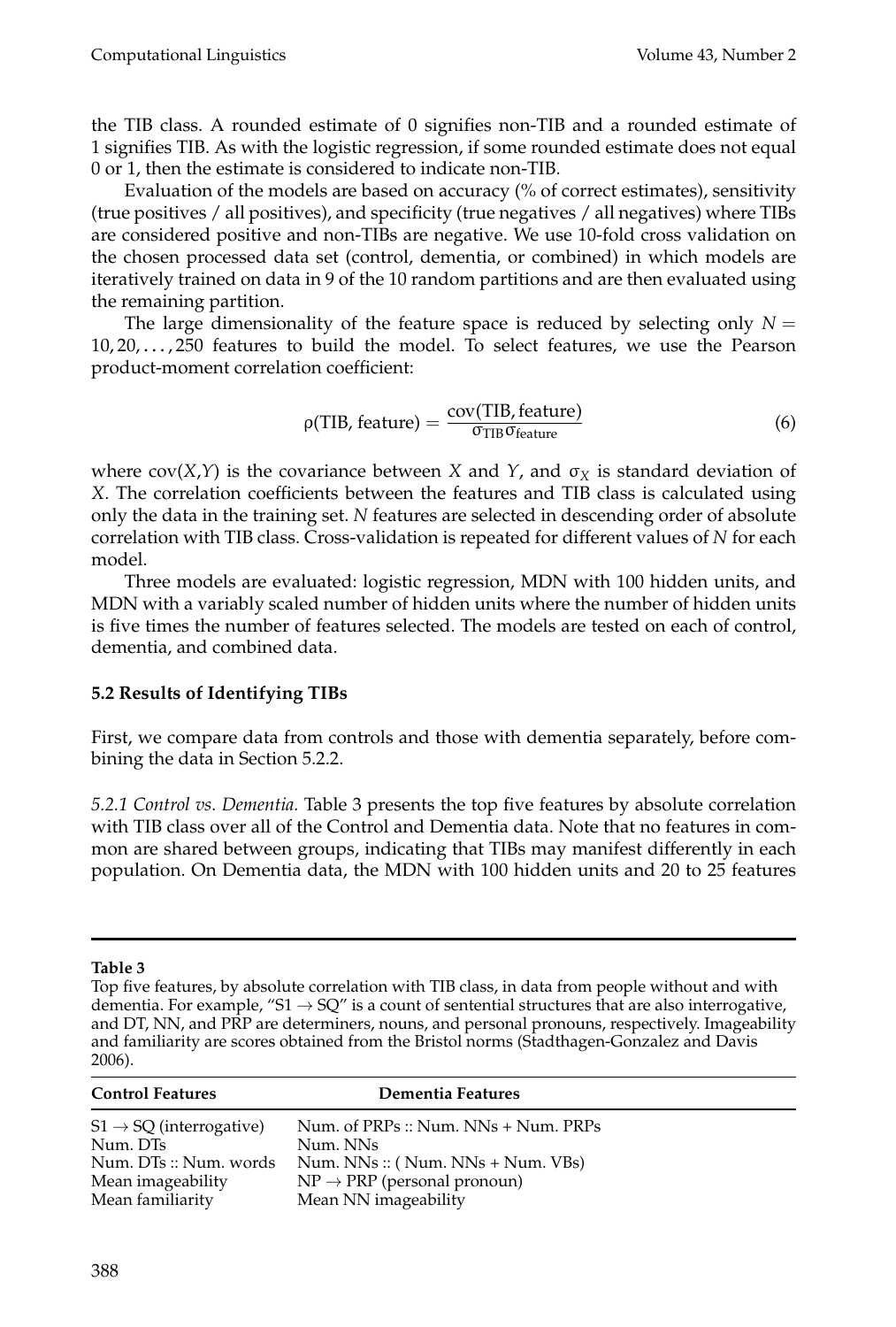the TIB class. A rounded estimate of 0 signifies non-TIB and a rounded estimate of 1 signifies TIB. As with the logistic regression, if some rounded estimate does not equal 0 or 1, then the estimate is considered to indicate non-TIB.

Evaluation of the models are based on accuracy (% of correct estimates), sensitivity (true positives / all positives), and specificity (true negatives / all negatives) where TIBs are considered positive and non-TIBs are negative. We use 10-fold cross validation on the chosen processed data set (control, dementia, or combined) in which models are iteratively trained on data in 9 of the 10 random partitions and are then evaluated using the remaining partition.

The large dimensionality of the feature space is reduced by selecting only $N = 10, 20, \ldots, 250$ features to build the model. To select features, we use the Pearson product-moment correlation coefficient:

$$\rho(\text{TIB, feature}) = \frac{\text{cov(TIB, feature)}}{\sigma_{\text{TIB}}\sigma_{\text{feature}}} \tag{6}$$

where $\text{cov}(X,Y)$ is the covariance between $X$ and $Y$, and $\sigma_X$ is standard deviation of $X$. The correlation coefficients between the features and TIB class is calculated using only the data in the training set. $N$ features are selected in descending order of absolute correlation with TIB class. Cross-validation is repeated for different values of $N$ for each model.

Three models are evaluated: logistic regression, MDN with 100 hidden units, and MDN with a variably scaled number of hidden units where the number of hidden units is five times the number of features selected. The models are tested on each of control, dementia, and combined data.

### 5.2 Results of Identifying TIBs

First, we compare data from controls and those with dementia separately, before combining the data in Section 5.2.2.

*5.2.1 Control vs. Dementia.* Table 3 presents the top five features by absolute correlation with TIB class over all of the Control and Dementia data. Note that no features in common are shared between groups, indicating that TIBs may manifest differently in each population. On Dementia data, the MDN with 100 hidden units and 20 to 25 features

**Table 3**
Top five features, by absolute correlation with TIB class, in data from people without and with dementia. For example, "S1 → SQ" is a count of sentential structures that are also interrogative, and DT, NN, and PRP are determiners, nouns, and personal pronouns, respectively. Imageability and familiarity are scores obtained from the Bristol norms (Stadthagen-Gonzalez and Davis 2006).

| Control Features | Dementia Features |
|---|---|
| S1 → SQ (interrogative) | Num. of PRPs :: Num. NNs + Num. PRPs |
| Num. DTs | Num. NNs |
| Num. DTs :: Num. words | Num. NNs :: ( Num. NNs + Num. VBs) |
| Mean imageability | NP → PRP (personal pronoun) |
| Mean familiarity | Mean NN imageability |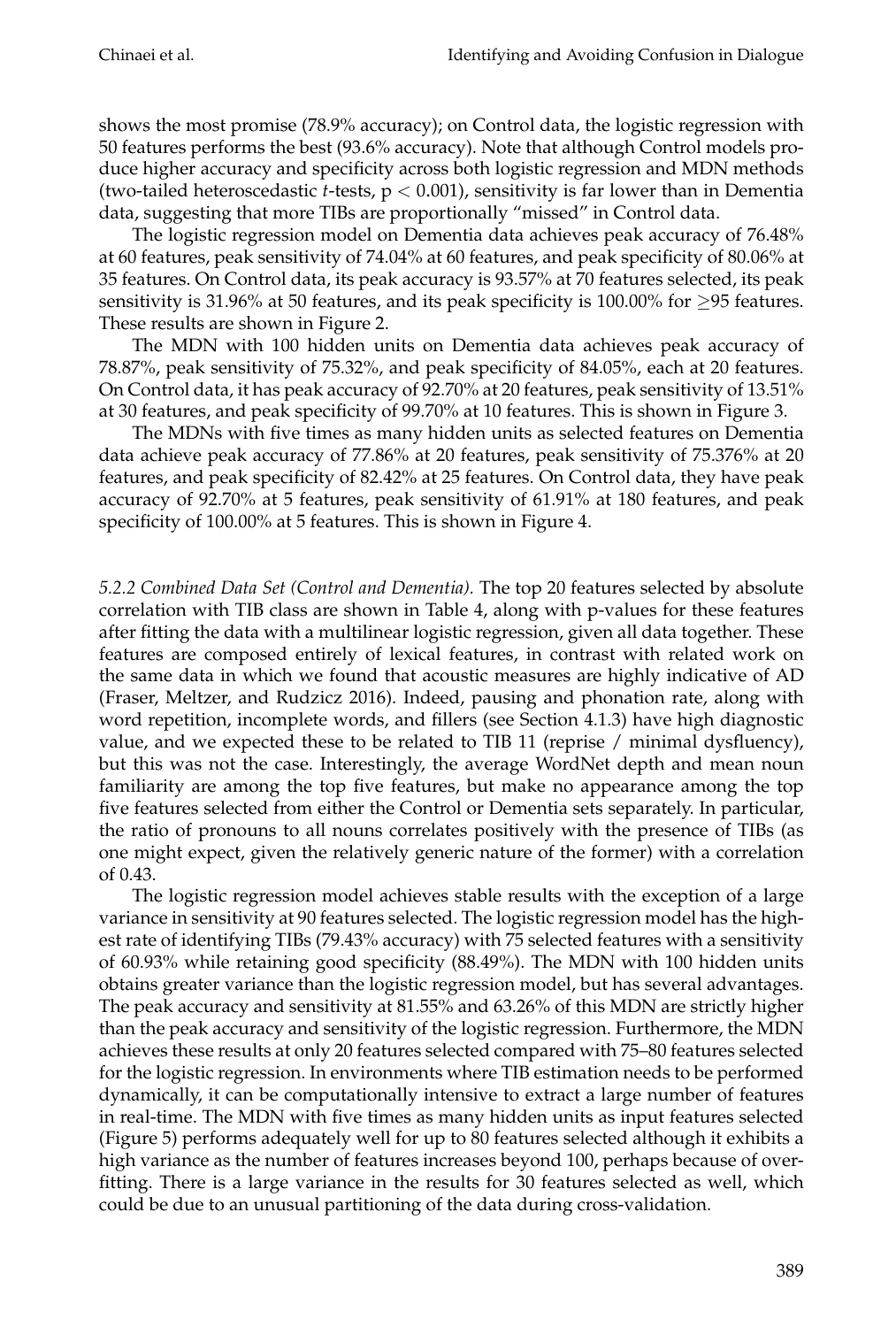shows the most promise (78.9% accuracy); on Control data, the logistic regression with 50 features performs the best (93.6% accuracy). Note that although Control models produce higher accuracy and specificity across both logistic regression and MDN methods (two-tailed heteroscedastic *t*-tests, $p < 0.001$), sensitivity is far lower than in Dementia data, suggesting that more TIBs are proportionally "missed" in Control data.

The logistic regression model on Dementia data achieves peak accuracy of 76.48% at 60 features, peak sensitivity of 74.04% at 60 features, and peak specificity of 80.06% at 35 features. On Control data, its peak accuracy is 93.57% at 70 features selected, its peak sensitivity is 31.96% at 50 features, and its peak specificity is 100.00% for $\geq$95 features. These results are shown in Figure 2.

The MDN with 100 hidden units on Dementia data achieves peak accuracy of 78.87%, peak sensitivity of 75.32%, and peak specificity of 84.05%, each at 20 features. On Control data, it has peak accuracy of 92.70% at 20 features, peak sensitivity of 13.51% at 30 features, and peak specificity of 99.70% at 10 features. This is shown in Figure 3.

The MDNs with five times as many hidden units as selected features on Dementia data achieve peak accuracy of 77.86% at 20 features, peak sensitivity of 75.376% at 20 features, and peak specificity of 82.42% at 25 features. On Control data, they have peak accuracy of 92.70% at 5 features, peak sensitivity of 61.91% at 180 features, and peak specificity of 100.00% at 5 features. This is shown in Figure 4.

*5.2.2 Combined Data Set (Control and Dementia).* The top 20 features selected by absolute correlation with TIB class are shown in Table 4, along with p-values for these features after fitting the data with a multilinear logistic regression, given all data together. These features are composed entirely of lexical features, in contrast with related work on the same data in which we found that acoustic measures are highly indicative of AD (Fraser, Meltzer, and Rudzicz 2016). Indeed, pausing and phonation rate, along with word repetition, incomplete words, and fillers (see Section 4.1.3) have high diagnostic value, and we expected these to be related to TIB 11 (reprise / minimal dysfluency), but this was not the case. Interestingly, the average WordNet depth and mean noun familiarity are among the top five features, but make no appearance among the top five features selected from either the Control or Dementia sets separately. In particular, the ratio of pronouns to all nouns correlates positively with the presence of TIBs (as one might expect, given the relatively generic nature of the former) with a correlation of 0.43.

The logistic regression model achieves stable results with the exception of a large variance in sensitivity at 90 features selected. The logistic regression model has the highest rate of identifying TIBs (79.43% accuracy) with 75 selected features with a sensitivity of 60.93% while retaining good specificity (88.49%). The MDN with 100 hidden units obtains greater variance than the logistic regression model, but has several advantages. The peak accuracy and sensitivity at 81.55% and 63.26% of this MDN are strictly higher than the peak accuracy and sensitivity of the logistic regression. Furthermore, the MDN achieves these results at only 20 features selected compared with 75–80 features selected for the logistic regression. In environments where TIB estimation needs to be performed dynamically, it can be computationally intensive to extract a large number of features in real-time. The MDN with five times as many hidden units as input features selected (Figure 5) performs adequately well for up to 80 features selected although it exhibits a high variance as the number of features increases beyond 100, perhaps because of overfitting. There is a large variance in the results for 30 features selected as well, which could be due to an unusual partitioning of the data during cross-validation.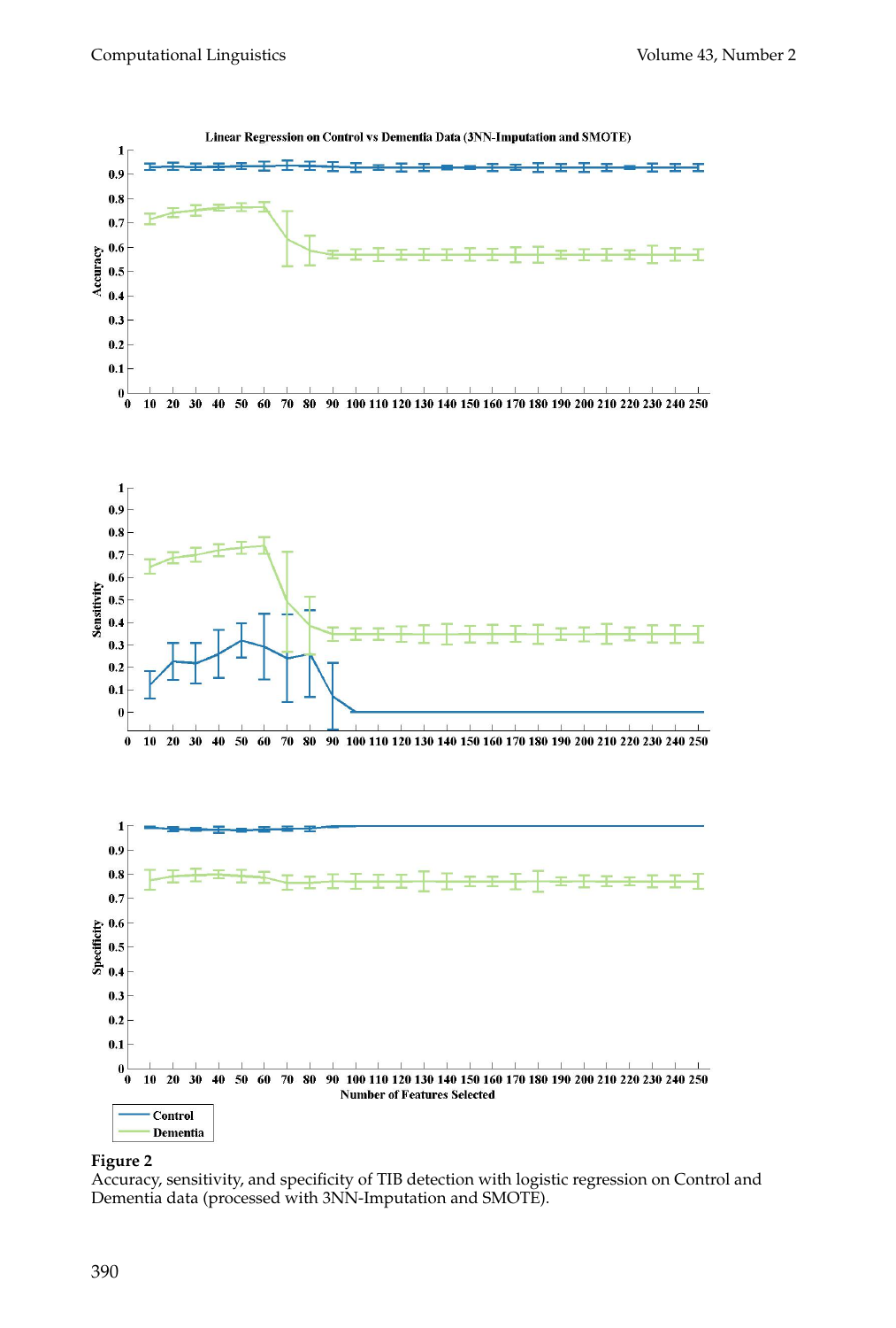**Figure 2**
Accuracy, sensitivity, and specificity of TIB detection with logistic regression on Control and Dementia data (processed with 3NN-Imputation and SMOTE).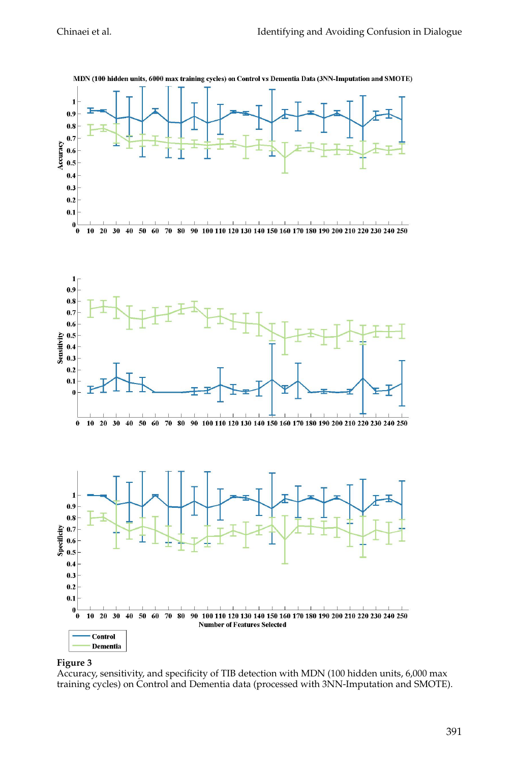**Figure 3**
Accuracy, sensitivity, and specificity of TIB detection with MDN (100 hidden units, 6,000 max training cycles) on Control and Dementia data (processed with 3NN-Imputation and SMOTE).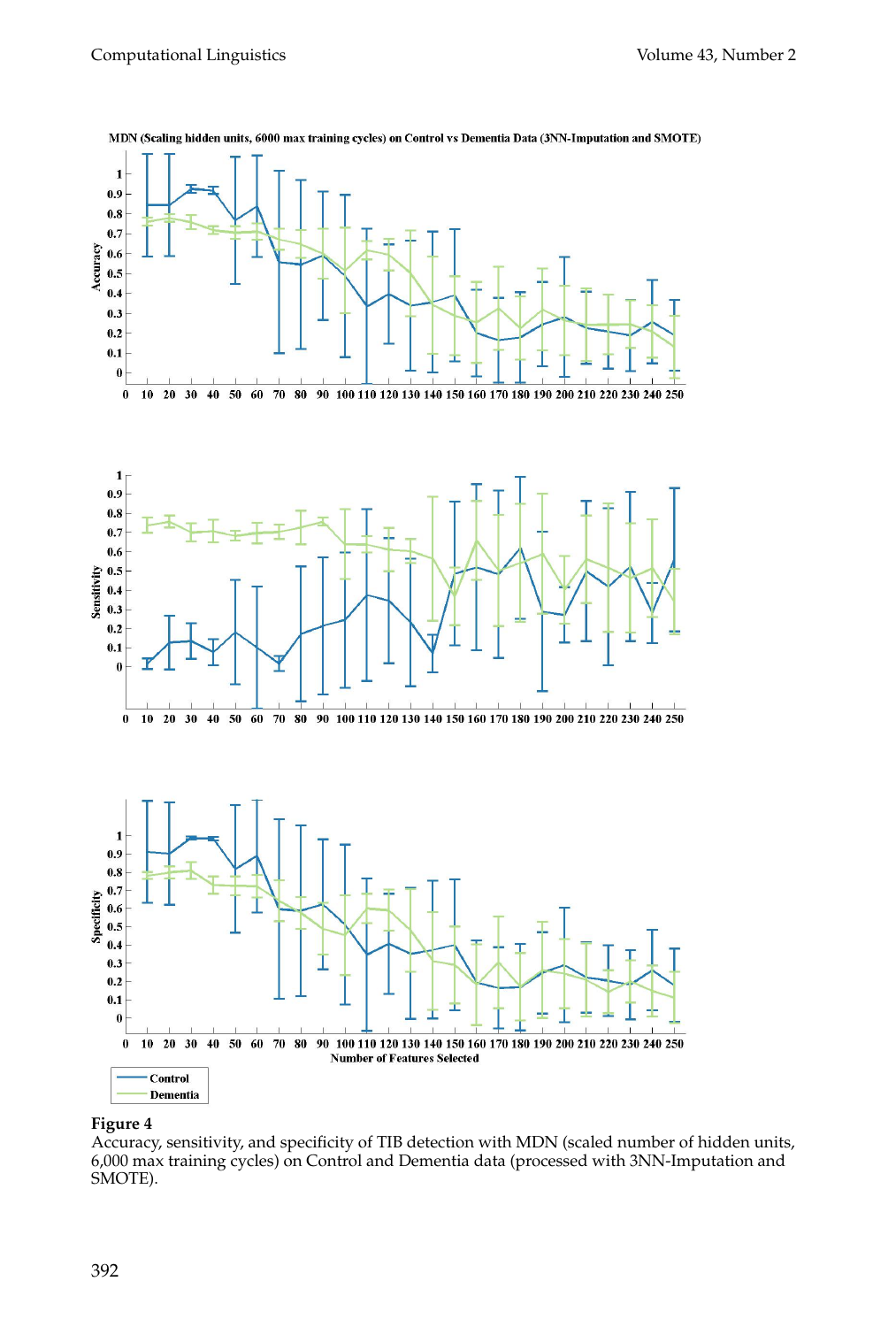**Figure 4**
Accuracy, sensitivity, and specificity of TIB detection with MDN (scaled number of hidden units, 6,000 max training cycles) on Control and Dementia data (processed with 3NN-Imputation and SMOTE).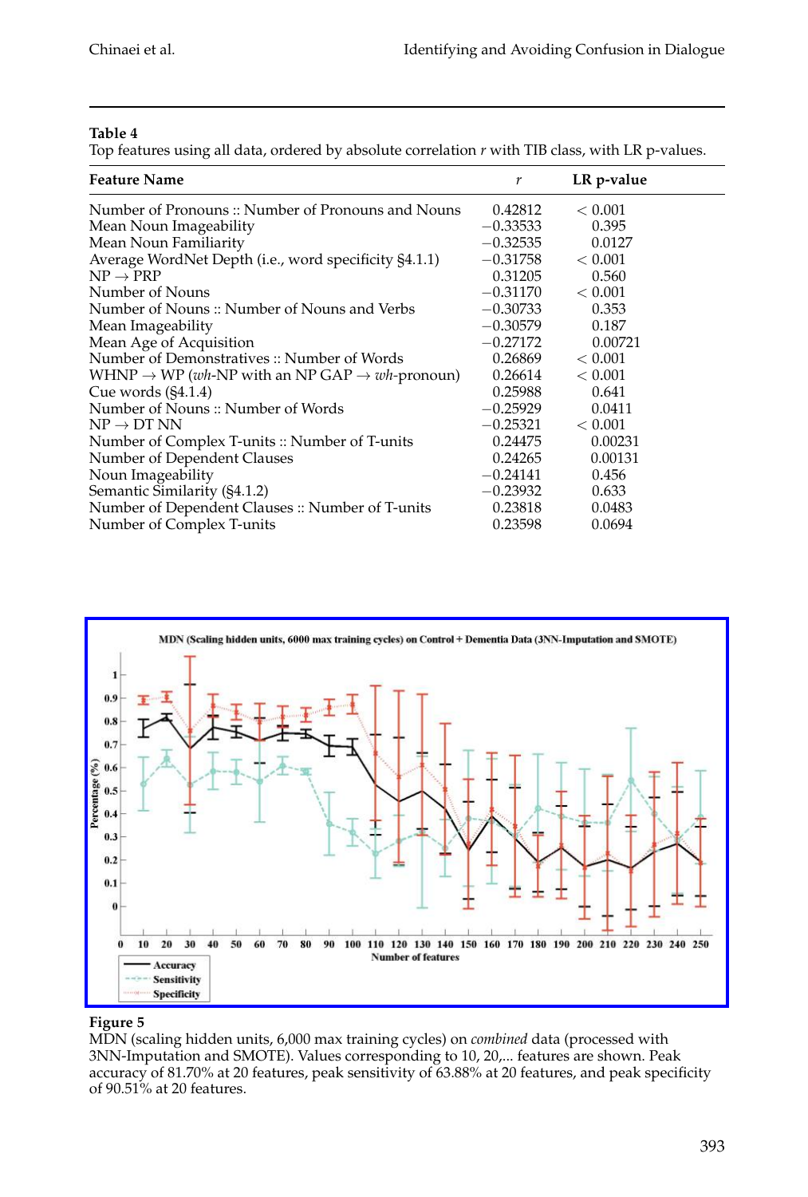**Table 4**
Top features using all data, ordered by absolute correlation $r$ with TIB class, with LR p-values.

| Feature Name | $r$ | LR p-value |
|---|---|---|
| Number of Pronouns :: Number of Pronouns and Nouns | 0.42812 | $< 0.001$ |
| Mean Noun Imageability | $-0.33533$ | 0.395 |
| Mean Noun Familiarity | $-0.32535$ | 0.0127 |
| Average WordNet Depth (i.e., word specificity §4.1.1) | $-0.31758$ | $< 0.001$ |
| NP $\rightarrow$ PRP | 0.31205 | 0.560 |
| Number of Nouns | $-0.31170$ | $< 0.001$ |
| Number of Nouns :: Number of Nouns and Verbs | $-0.30733$ | 0.353 |
| Mean Imageability | $-0.30579$ | 0.187 |
| Mean Age of Acquisition | $-0.27172$ | 0.00721 |
| Number of Demonstratives :: Number of Words | 0.26869 | $< 0.001$ |
| WHNP $\rightarrow$ WP (*wh*-NP with an NP GAP $\rightarrow$ *wh*-pronoun) | 0.26614 | $< 0.001$ |
| Cue words (§4.1.4) | 0.25988 | 0.641 |
| Number of Nouns :: Number of Words | $-0.25929$ | 0.0411 |
| NP $\rightarrow$ DT NN | $-0.25321$ | $< 0.001$ |
| Number of Complex T-units :: Number of T-units | 0.24475 | 0.00231 |
| Number of Dependent Clauses | 0.24265 | 0.00131 |
| Noun Imageability | $-0.24141$ | 0.456 |
| Semantic Similarity (§4.1.2) | $-0.23932$ | 0.633 |
| Number of Dependent Clauses :: Number of T-units | 0.23818 | 0.0483 |
| Number of Complex T-units | 0.23598 | 0.0694 |

**Figure 5**
MDN (scaling hidden units, 6,000 max training cycles) on *combined* data (processed with 3NN-Imputation and SMOTE). Values corresponding to 10, 20,... features are shown. Peak accuracy of 81.70% at 20 features, peak sensitivity of 63.88% at 20 features, and peak specificity of 90.51% at 20 features.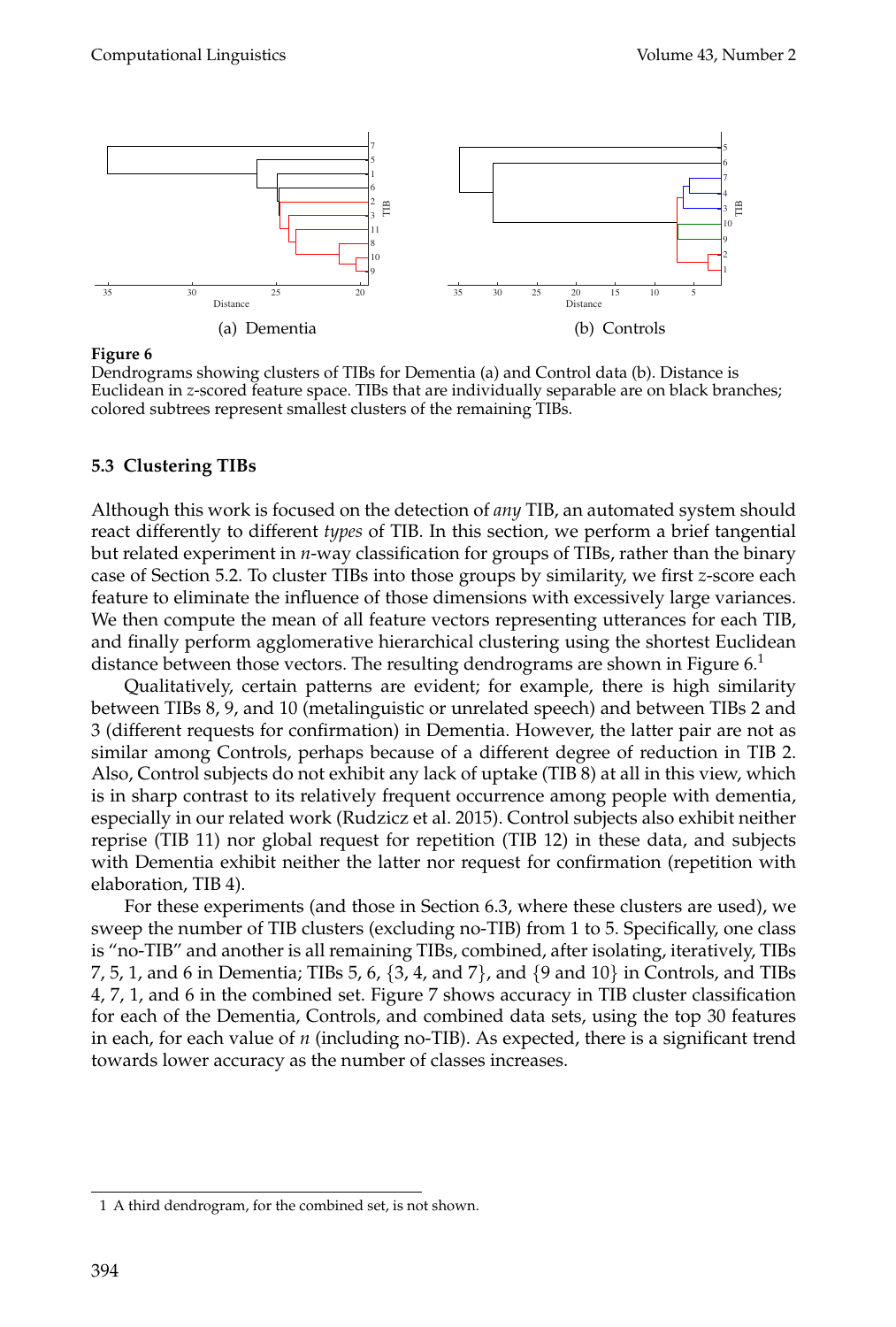(a) Dementia

(b) Controls

**Figure 6**
Dendrograms showing clusters of TIBs for Dementia (a) and Control data (b). Distance is Euclidean in $z$-scored feature space. TIBs that are individually separable are on black branches; colored subtrees represent smallest clusters of the remaining TIBs.

### 5.3 Clustering TIBs

Although this work is focused on the detection of *any* TIB, an automated system should react differently to different *types* of TIB. In this section, we perform a brief tangential but related experiment in $n$-way classification for groups of TIBs, rather than the binary case of Section 5.2. To cluster TIBs into those groups by similarity, we first $z$-score each feature to eliminate the influence of those dimensions with excessively large variances. We then compute the mean of all feature vectors representing utterances for each TIB, and finally perform agglomerative hierarchical clustering using the shortest Euclidean distance between those vectors. The resulting dendrograms are shown in Figure 6.[1]

Qualitatively, certain patterns are evident; for example, there is high similarity between TIBs 8, 9, and 10 (metalinguistic or unrelated speech) and between TIBs 2 and 3 (different requests for confirmation) in Dementia. However, the latter pair are not as similar among Controls, perhaps because of a different degree of reduction in TIB 2. Also, Control subjects do not exhibit any lack of uptake (TIB 8) at all in this view, which is in sharp contrast to its relatively frequent occurrence among people with dementia, especially in our related work (Rudzicz et al. 2015). Control subjects also exhibit neither reprise (TIB 11) nor global request for repetition (TIB 12) in these data, and subjects with Dementia exhibit neither the latter nor request for confirmation (repetition with elaboration, TIB 4).

For these experiments (and those in Section 6.3, where these clusters are used), we sweep the number of TIB clusters (excluding no-TIB) from 1 to 5. Specifically, one class is "no-TIB" and another is all remaining TIBs, combined, after isolating, iteratively, TIBs 7, 5, 1, and 6 in Dementia; TIBs 5, 6, {3, 4, and 7}, and {9 and 10} in Controls, and TIBs 4, 7, 1, and 6 in the combined set. Figure 7 shows accuracy in TIB cluster classification for each of the Dementia, Controls, and combined data sets, using the top 30 features in each, for each value of $n$ (including no-TIB). As expected, there is a significant trend towards lower accuracy as the number of classes increases.

---

[1] A third dendrogram, for the combined set, is not shown.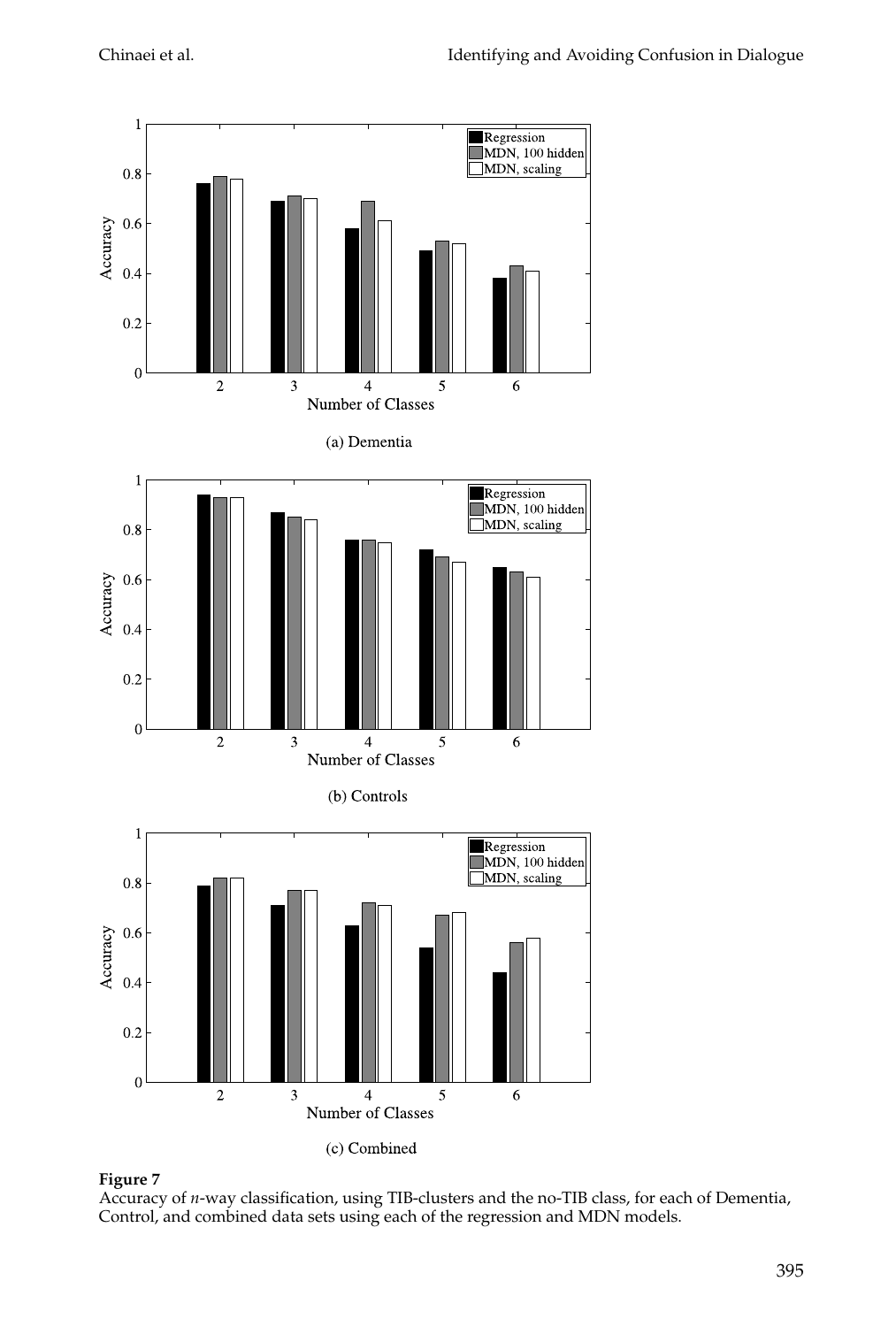(a) Dementia

(b) Controls

(c) Combined

**Figure 7**
Accuracy of *n*-way classification, using TIB-clusters and the no-TIB class, for each of Dementia, Control, and combined data sets using each of the regression and MDN models.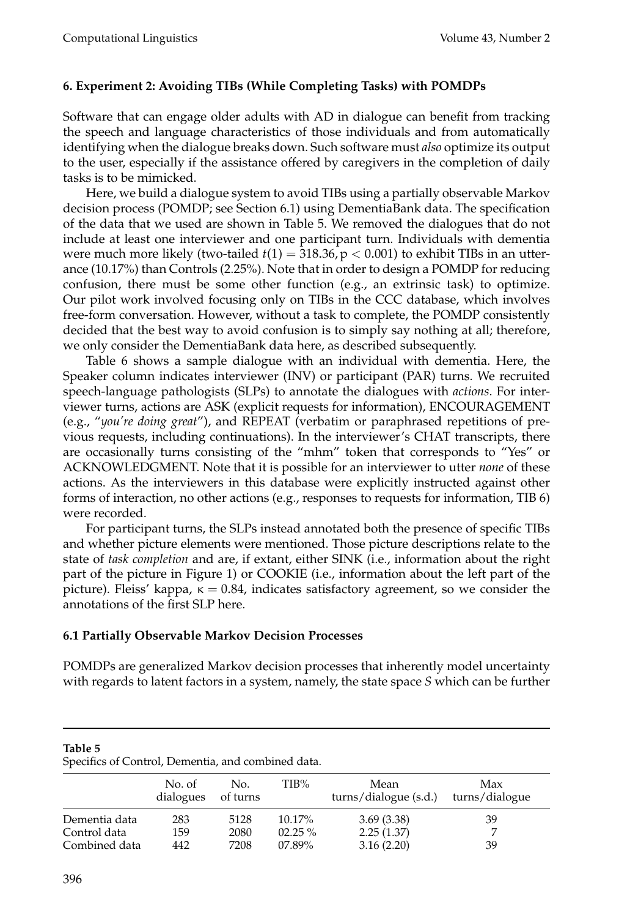## 6. Experiment 2: Avoiding TIBs (While Completing Tasks) with POMDPs

Software that can engage older adults with AD in dialogue can benefit from tracking the speech and language characteristics of those individuals and from automatically identifying when the dialogue breaks down. Such software must *also* optimize its output to the user, especially if the assistance offered by caregivers in the completion of daily tasks is to be mimicked.

Here, we build a dialogue system to avoid TIBs using a partially observable Markov decision process (POMDP; see Section 6.1) using DementiaBank data. The specification of the data that we used are shown in Table 5. We removed the dialogues that do not include at least one interviewer and one participant turn. Individuals with dementia were much more likely (two-tailed $t(1) = 318.36, p < 0.001$) to exhibit TIBs in an utterance (10.17%) than Controls (2.25%). Note that in order to design a POMDP for reducing confusion, there must be some other function (e.g., an extrinsic task) to optimize. Our pilot work involved focusing only on TIBs in the CCC database, which involves free-form conversation. However, without a task to complete, the POMDP consistently decided that the best way to avoid confusion is to simply say nothing at all; therefore, we only consider the DementiaBank data here, as described subsequently.

Table 6 shows a sample dialogue with an individual with dementia. Here, the Speaker column indicates interviewer (INV) or participant (PAR) turns. We recruited speech-language pathologists (SLPs) to annotate the dialogues with *actions*. For interviewer turns, actions are ASK (explicit requests for information), ENCOURAGEMENT (e.g., "*you're doing great*"), and REPEAT (verbatim or paraphrased repetitions of previous requests, including continuations). In the interviewer's CHAT transcripts, there are occasionally turns consisting of the "mhm" token that corresponds to "Yes" or ACKNOWLEDGMENT. Note that it is possible for an interviewer to utter *none* of these actions. As the interviewers in this database were explicitly instructed against other forms of interaction, no other actions (e.g., responses to requests for information, TIB 6) were recorded.

For participant turns, the SLPs instead annotated both the presence of specific TIBs and whether picture elements were mentioned. Those picture descriptions relate to the state of *task completion* and are, if extant, either SINK (i.e., information about the right part of the picture in Figure 1) or COOKIE (i.e., information about the left part of the picture). Fleiss' kappa, $\kappa = 0.84$, indicates satisfactory agreement, so we consider the annotations of the first SLP here.

### 6.1 Partially Observable Markov Decision Processes

POMDPs are generalized Markov decision processes that inherently model uncertainty with regards to latent factors in a system, namely, the state space $S$ which can be further

**Table 5**
Specifics of Control, Dementia, and combined data.

| | No. of dialogues | No. of turns | TIB% | Mean turns/dialogue (s.d.) | Max turns/dialogue |
|---|---|---|---|---|---|
| Dementia data | 283 | 5128 | 10.17% | 3.69 (3.38) | 39 |
| Control data | 159 | 2080 | 02.25 % | 2.25 (1.37) | 7 |
| Combined data | 442 | 7208 | 07.89% | 3.16 (2.20) | 39 |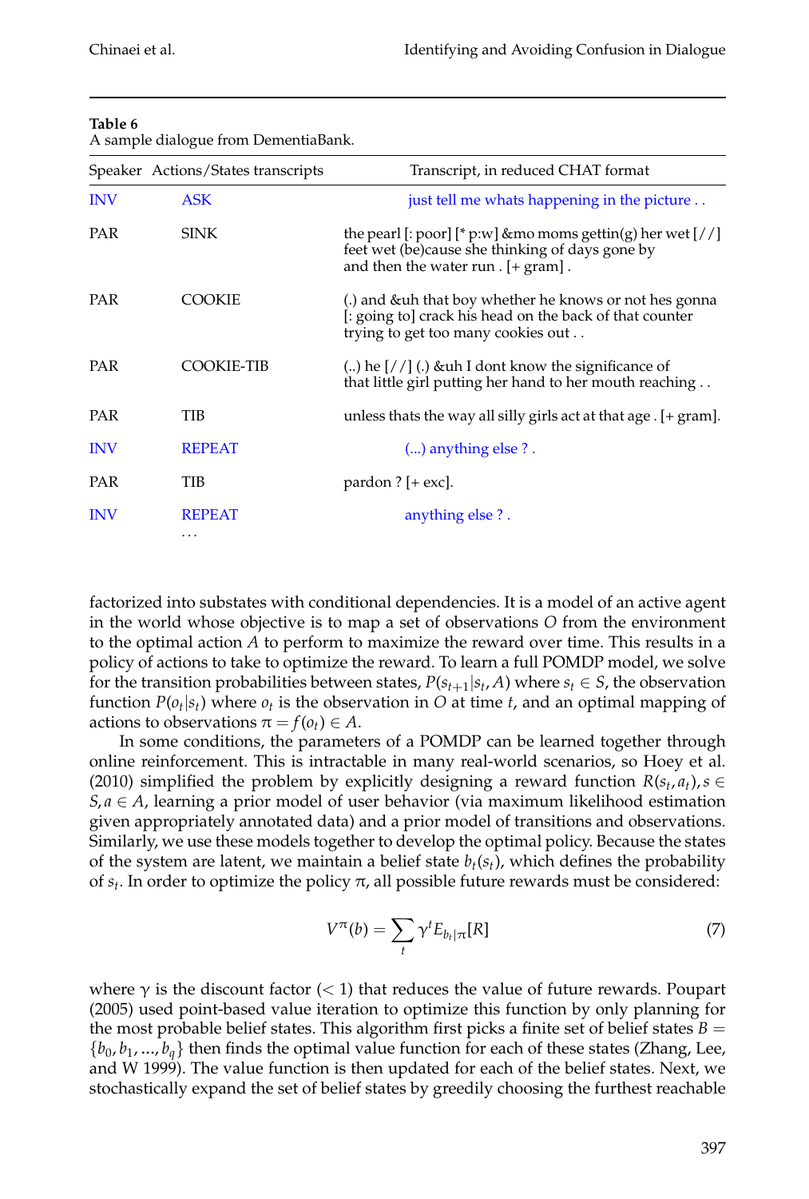**Table 6**
A sample dialogue from DementiaBank.

| Speaker | Actions/States transcripts | Transcript, in reduced CHAT format |
|---|---|---|
| INV | ASK | just tell me whats happening in the picture . . |
| PAR | SINK | the pearl [: poor] [* p:w] &mo moms gettin(g) her wet [//] feet wet (be)cause she thinking of days gone by and then the water run . [+ gram] . |
| PAR | COOKIE | (.) and &uh that boy whether he knows or not hes gonna [: going to] crack his head on the back of that counter trying to get too many cookies out . . |
| PAR | COOKIE-TIB | (..) he [//] (.) &uh I dont know the significance of that little girl putting her hand to her mouth reaching . . |
| PAR | TIB | unless thats the way all silly girls act at that age . [+ gram]. |
| INV | REPEAT | (...) anything else ? . |
| PAR | TIB | pardon ? [+ exc]. |
| INV | REPEAT | anything else ? . |
| | . . . | |

factorized into substates with conditional dependencies. It is a model of an active agent in the world whose objective is to map a set of observations $O$ from the environment to the optimal action $A$ to perform to maximize the reward over time. This results in a policy of actions to take to optimize the reward. To learn a full POMDP model, we solve for the transition probabilities between states, $P(s_{t+1}|s_t, A)$ where $s_t \in S$, the observation function $P(o_t|s_t)$ where $o_t$ is the observation in $O$ at time $t$, and an optimal mapping of actions to observations $\pi = f(o_t) \in A$.

In some conditions, the parameters of a POMDP can be learned together through online reinforcement. This is intractable in many real-world scenarios, so Hoey et al. (2010) simplified the problem by explicitly designing a reward function $R(s_t, a_t), s \in S, a \in A$, learning a prior model of user behavior (via maximum likelihood estimation given appropriately annotated data) and a prior model of transitions and observations. Similarly, we use these models together to develop the optimal policy. Because the states of the system are latent, we maintain a belief state $b_t(s_t)$, which defines the probability of $s_t$. In order to optimize the policy $\pi$, all possible future rewards must be considered:

$$V^{\pi}(b) = \sum_{t} \gamma^t E_{b_t|\pi}[R] \tag{7}$$

where $\gamma$ is the discount factor ($< 1$) that reduces the value of future rewards. Poupart (2005) used point-based value iteration to optimize this function by only planning for the most probable belief states. This algorithm first picks a finite set of belief states $B = \{b_0, b_1, ..., b_q\}$ then finds the optimal value function for each of these states (Zhang, Lee, and W 1999). The value function is then updated for each of the belief states. Next, we stochastically expand the set of belief states by greedily choosing the furthest reachable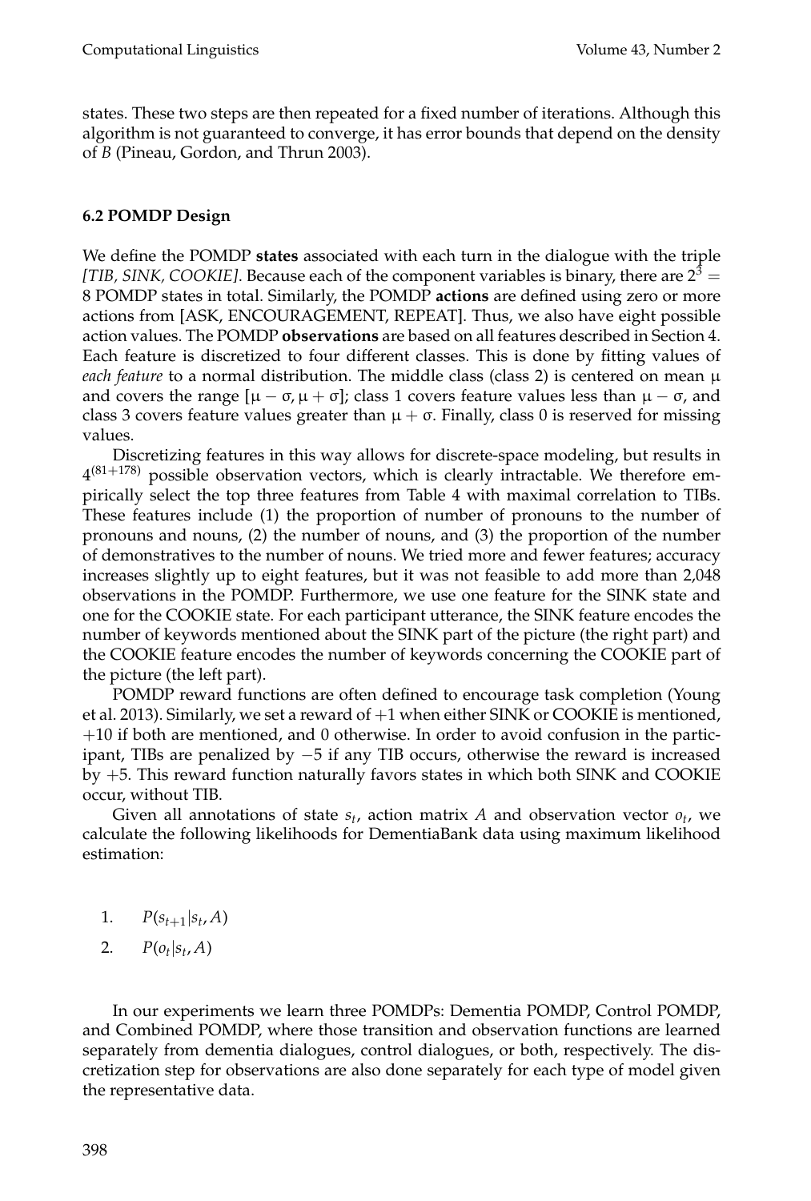states. These two steps are then repeated for a fixed number of iterations. Although this algorithm is not guaranteed to converge, it has error bounds that depend on the density of $B$ (Pineau, Gordon, and Thrun 2003).

### 6.2 POMDP Design

We define the POMDP **states** associated with each turn in the dialogue with the triple *[TIB, SINK, COOKIE]*. Because each of the component variables is binary, there are $2^3 = 8$ POMDP states in total. Similarly, the POMDP **actions** are defined using zero or more actions from [ASK, ENCOURAGEMENT, REPEAT]. Thus, we also have eight possible action values. The POMDP **observations** are based on all features described in Section 4. Each feature is discretized to four different classes. This is done by fitting values of *each feature* to a normal distribution. The middle class (class 2) is centered on mean $\mu$ and covers the range $[\mu - \sigma, \mu + \sigma]$; class 1 covers feature values less than $\mu - \sigma$, and class 3 covers feature values greater than $\mu + \sigma$. Finally, class 0 is reserved for missing values.

Discretizing features in this way allows for discrete-space modeling, but results in $4^{(81+178)}$ possible observation vectors, which is clearly intractable. We therefore empirically select the top three features from Table 4 with maximal correlation to TIBs. These features include (1) the proportion of number of pronouns to the number of pronouns and nouns, (2) the number of nouns, and (3) the proportion of the number of demonstratives to the number of nouns. We tried more and fewer features; accuracy increases slightly up to eight features, but it was not feasible to add more than 2,048 observations in the POMDP. Furthermore, we use one feature for the SINK state and one for the COOKIE state. For each participant utterance, the SINK feature encodes the number of keywords mentioned about the SINK part of the picture (the right part) and the COOKIE feature encodes the number of keywords concerning the COOKIE part of the picture (the left part).

POMDP reward functions are often defined to encourage task completion (Young et al. 2013). Similarly, we set a reward of $+1$ when either SINK or COOKIE is mentioned, $+10$ if both are mentioned, and 0 otherwise. In order to avoid confusion in the participant, TIBs are penalized by $-5$ if any TIB occurs, otherwise the reward is increased by $+5$. This reward function naturally favors states in which both SINK and COOKIE occur, without TIB.

Given all annotations of state $s_t$, action matrix $A$ and observation vector $o_t$, we calculate the following likelihoods for DementiaBank data using maximum likelihood estimation:

1. $P(s_{t+1}|s_t, A)$
2. $P(o_t|s_t, A)$

In our experiments we learn three POMDPs: Dementia POMDP, Control POMDP, and Combined POMDP, where those transition and observation functions are learned separately from dementia dialogues, control dialogues, or both, respectively. The discretization step for observations are also done separately for each type of model given the representative data.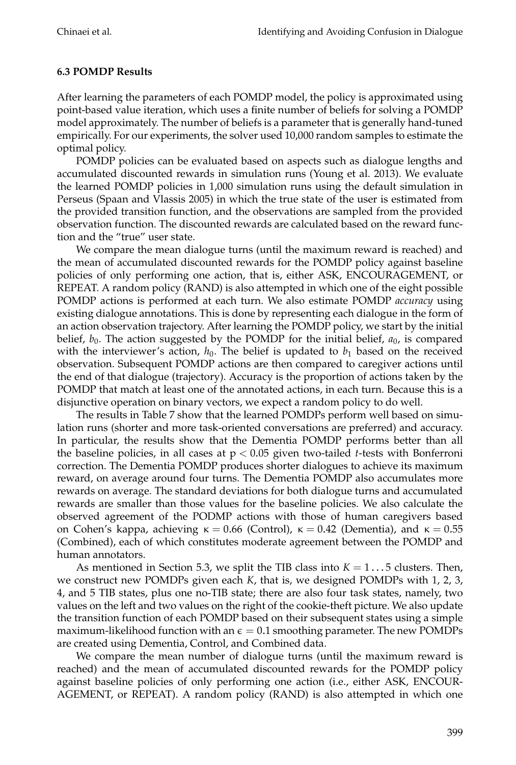### 6.3 POMDP Results

After learning the parameters of each POMDP model, the policy is approximated using point-based value iteration, which uses a finite number of beliefs for solving a POMDP model approximately. The number of beliefs is a parameter that is generally hand-tuned empirically. For our experiments, the solver used 10,000 random samples to estimate the optimal policy.

POMDP policies can be evaluated based on aspects such as dialogue lengths and accumulated discounted rewards in simulation runs (Young et al. 2013). We evaluate the learned POMDP policies in 1,000 simulation runs using the default simulation in Perseus (Spaan and Vlassis 2005) in which the true state of the user is estimated from the provided transition function, and the observations are sampled from the provided observation function. The discounted rewards are calculated based on the reward function and the "true" user state.

We compare the mean dialogue turns (until the maximum reward is reached) and the mean of accumulated discounted rewards for the POMDP policy against baseline policies of only performing one action, that is, either ASK, ENCOURAGEMENT, or REPEAT. A random policy (RAND) is also attempted in which one of the eight possible POMDP actions is performed at each turn. We also estimate POMDP *accuracy* using existing dialogue annotations. This is done by representing each dialogue in the form of an action observation trajectory. After learning the POMDP policy, we start by the initial belief, $b_0$. The action suggested by the POMDP for the initial belief, $a_0$, is compared with the interviewer's action, $h_0$. The belief is updated to $b_1$ based on the received observation. Subsequent POMDP actions are then compared to caregiver actions until the end of that dialogue (trajectory). Accuracy is the proportion of actions taken by the POMDP that match at least one of the annotated actions, in each turn. Because this is a disjunctive operation on binary vectors, we expect a random policy to do well.

The results in Table 7 show that the learned POMDPs perform well based on simulation runs (shorter and more task-oriented conversations are preferred) and accuracy. In particular, the results show that the Dementia POMDP performs better than all the baseline policies, in all cases at $p < 0.05$ given two-tailed *t*-tests with Bonferroni correction. The Dementia POMDP produces shorter dialogues to achieve its maximum reward, on average around four turns. The Dementia POMDP also accumulates more rewards on average. The standard deviations for both dialogue turns and accumulated rewards are smaller than those values for the baseline policies. We also calculate the observed agreement of the PODMP actions with those of human caregivers based on Cohen's kappa, achieving $\kappa = 0.66$ (Control), $\kappa = 0.42$ (Dementia), and $\kappa = 0.55$ (Combined), each of which constitutes moderate agreement between the POMDP and human annotators.

As mentioned in Section 5.3, we split the TIB class into $K = 1 \ldots 5$ clusters. Then, we construct new POMDPs given each $K$, that is, we designed POMDPs with 1, 2, 3, 4, and 5 TIB states, plus one no-TIB state; there are also four task states, namely, two values on the left and two values on the right of the cookie-theft picture. We also update the transition function of each POMDP based on their subsequent states using a simple maximum-likelihood function with an $\epsilon = 0.1$ smoothing parameter. The new POMDPs are created using Dementia, Control, and Combined data.

We compare the mean number of dialogue turns (until the maximum reward is reached) and the mean of accumulated discounted rewards for the POMDP policy against baseline policies of only performing one action (i.e., either ASK, ENCOURAGEMENT, or REPEAT). A random policy (RAND) is also attempted in which one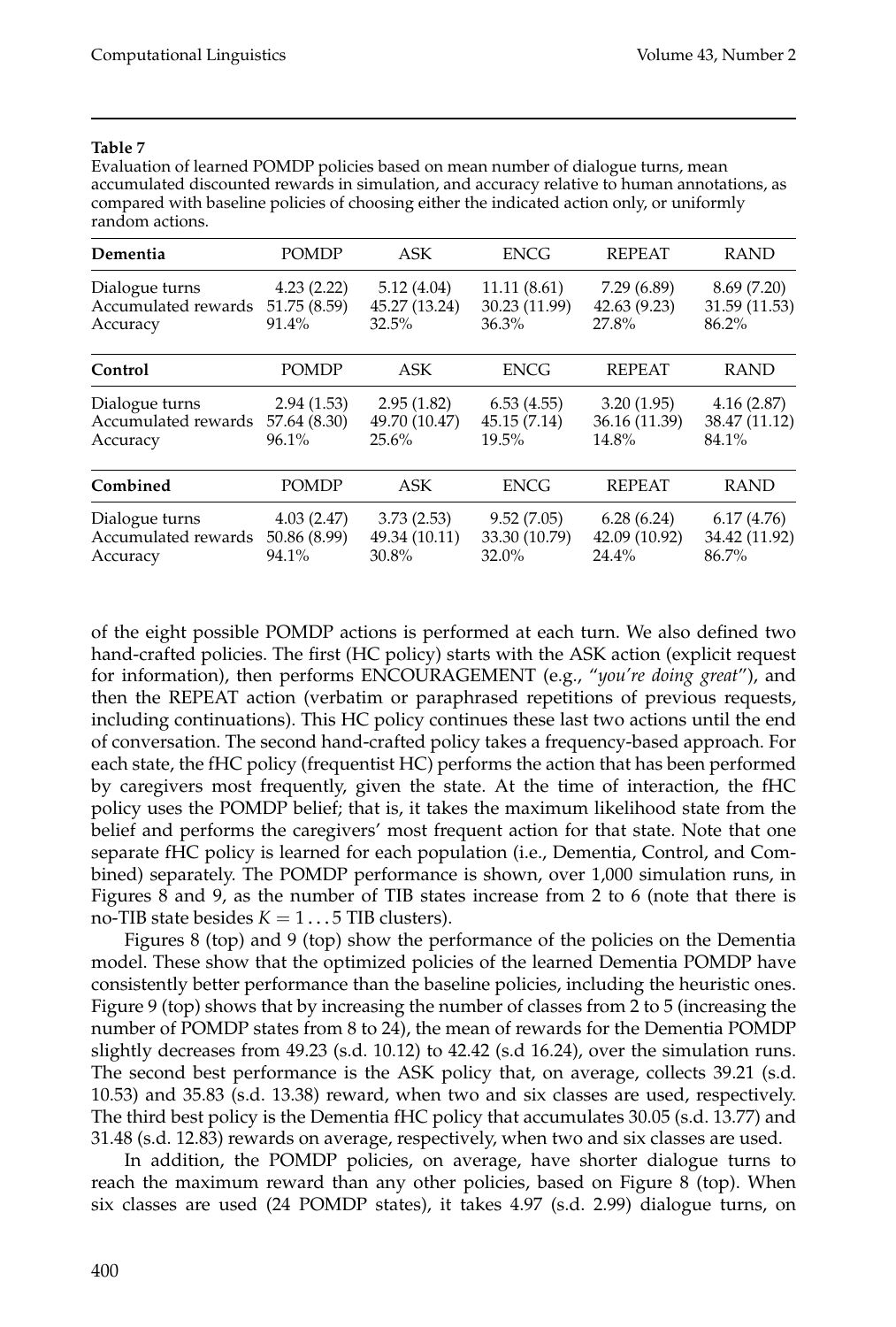**Table 7**

Evaluation of learned POMDP policies based on mean number of dialogue turns, mean accumulated discounted rewards in simulation, and accuracy relative to human annotations, as compared with baseline policies of choosing either the indicated action only, or uniformly random actions.

| **Dementia** | POMDP | ASK | ENCG | REPEAT | RAND |
|---|---|---|---|---|---|
| Dialogue turns | 4.23 (2.22) | 5.12 (4.04) | 11.11 (8.61) | 7.29 (6.89) | 8.69 (7.20) |
| Accumulated rewards | 51.75 (8.59) | 45.27 (13.24) | 30.23 (11.99) | 42.63 (9.23) | 31.59 (11.53) |
| Accuracy | 91.4% | 32.5% | 36.3% | 27.8% | 86.2% |
| **Control** | POMDP | ASK | ENCG | REPEAT | RAND |
| Dialogue turns | 2.94 (1.53) | 2.95 (1.82) | 6.53 (4.55) | 3.20 (1.95) | 4.16 (2.87) |
| Accumulated rewards | 57.64 (8.30) | 49.70 (10.47) | 45.15 (7.14) | 36.16 (11.39) | 38.47 (11.12) |
| Accuracy | 96.1% | 25.6% | 19.5% | 14.8% | 84.1% |
| **Combined** | POMDP | ASK | ENCG | REPEAT | RAND |
| Dialogue turns | 4.03 (2.47) | 3.73 (2.53) | 9.52 (7.05) | 6.28 (6.24) | 6.17 (4.76) |
| Accumulated rewards | 50.86 (8.99) | 49.34 (10.11) | 33.30 (10.79) | 42.09 (10.92) | 34.42 (11.92) |
| Accuracy | 94.1% | 30.8% | 32.0% | 24.4% | 86.7% |

of the eight possible POMDP actions is performed at each turn. We also defined two hand-crafted policies. The first (HC policy) starts with the ASK action (explicit request for information), then performs ENCOURAGEMENT (e.g., "*you're doing great*"), and then the REPEAT action (verbatim or paraphrased repetitions of previous requests, including continuations). This HC policy continues these last two actions until the end of conversation. The second hand-crafted policy takes a frequency-based approach. For each state, the fHC policy (frequentist HC) performs the action that has been performed by caregivers most frequently, given the state. At the time of interaction, the fHC policy uses the POMDP belief; that is, it takes the maximum likelihood state from the belief and performs the caregivers' most frequent action for that state. Note that one separate fHC policy is learned for each population (i.e., Dementia, Control, and Combined) separately. The POMDP performance is shown, over 1,000 simulation runs, in Figures 8 and 9, as the number of TIB states increase from 2 to 6 (note that there is no-TIB state besides $K = 1 \dots 5$ TIB clusters).

Figures 8 (top) and 9 (top) show the performance of the policies on the Dementia model. These show that the optimized policies of the learned Dementia POMDP have consistently better performance than the baseline policies, including the heuristic ones. Figure 9 (top) shows that by increasing the number of classes from 2 to 5 (increasing the number of POMDP states from 8 to 24), the mean of rewards for the Dementia POMDP slightly decreases from 49.23 (s.d. 10.12) to 42.42 (s.d 16.24), over the simulation runs. The second best performance is the ASK policy that, on average, collects 39.21 (s.d. 10.53) and 35.83 (s.d. 13.38) reward, when two and six classes are used, respectively. The third best policy is the Dementia fHC policy that accumulates 30.05 (s.d. 13.77) and 31.48 (s.d. 12.83) rewards on average, respectively, when two and six classes are used.

In addition, the POMDP policies, on average, have shorter dialogue turns to reach the maximum reward than any other policies, based on Figure 8 (top). When six classes are used (24 POMDP states), it takes 4.97 (s.d. 2.99) dialogue turns, on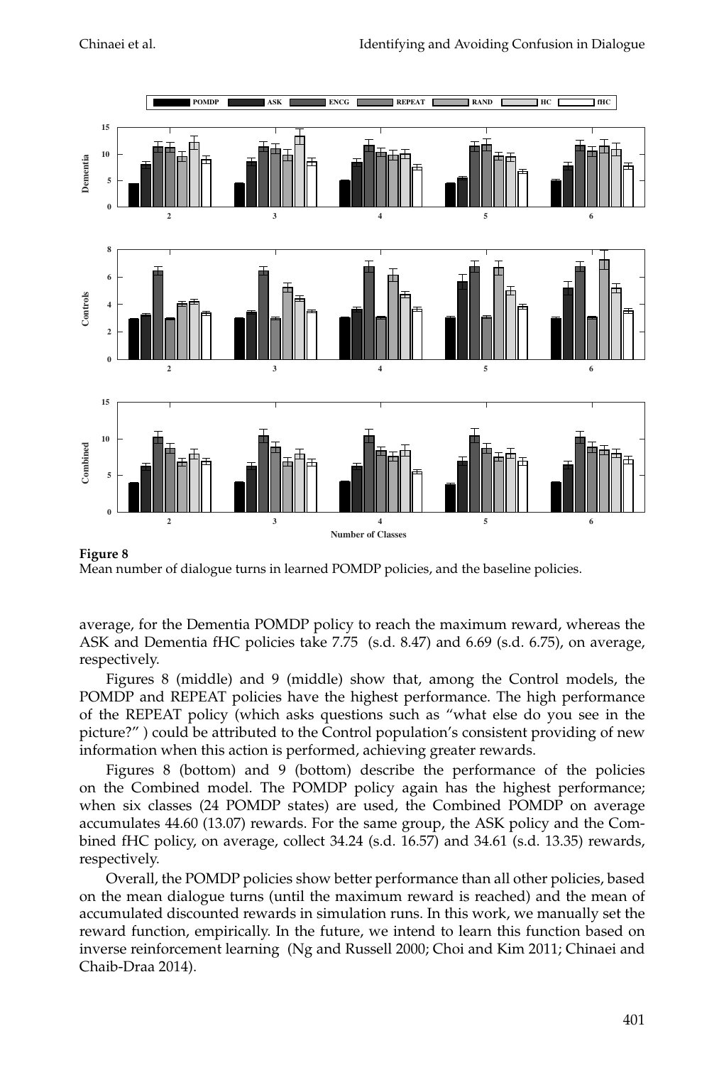**Figure 8**
Mean number of dialogue turns in learned POMDP policies, and the baseline policies.

average, for the Dementia POMDP policy to reach the maximum reward, whereas the ASK and Dementia fHC policies take 7.75 (s.d. 8.47) and 6.69 (s.d. 6.75), on average, respectively.

Figures 8 (middle) and 9 (middle) show that, among the Control models, the POMDP and REPEAT policies have the highest performance. The high performance of the REPEAT policy (which asks questions such as "what else do you see in the picture?" ) could be attributed to the Control population's consistent providing of new information when this action is performed, achieving greater rewards.

Figures 8 (bottom) and 9 (bottom) describe the performance of the policies on the Combined model. The POMDP policy again has the highest performance; when six classes (24 POMDP states) are used, the Combined POMDP on average accumulates 44.60 (13.07) rewards. For the same group, the ASK policy and the Combined fHC policy, on average, collect 34.24 (s.d. 16.57) and 34.61 (s.d. 13.35) rewards, respectively.

Overall, the POMDP policies show better performance than all other policies, based on the mean dialogue turns (until the maximum reward is reached) and the mean of accumulated discounted rewards in simulation runs. In this work, we manually set the reward function, empirically. In the future, we intend to learn this function based on inverse reinforcement learning (Ng and Russell 2000; Choi and Kim 2011; Chinaei and Chaib-Draa 2014).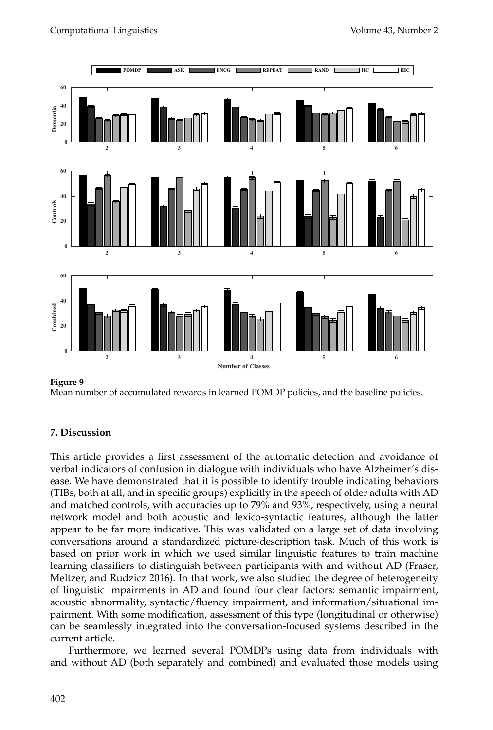**Figure 9**
Mean number of accumulated rewards in learned POMDP policies, and the baseline policies.

## 7. Discussion

This article provides a first assessment of the automatic detection and avoidance of verbal indicators of confusion in dialogue with individuals who have Alzheimer's disease. We have demonstrated that it is possible to identify trouble indicating behaviors (TIBs, both at all, and in specific groups) explicitly in the speech of older adults with AD and matched controls, with accuracies up to 79% and 93%, respectively, using a neural network model and both acoustic and lexico-syntactic features, although the latter appear to be far more indicative. This was validated on a large set of data involving conversations around a standardized picture-description task. Much of this work is based on prior work in which we used similar linguistic features to train machine learning classifiers to distinguish between participants with and without AD (Fraser, Meltzer, and Rudzicz 2016). In that work, we also studied the degree of heterogeneity of linguistic impairments in AD and found four clear factors: semantic impairment, acoustic abnormality, syntactic/fluency impairment, and information/situational impairment. With some modification, assessment of this type (longitudinal or otherwise) can be seamlessly integrated into the conversation-focused systems described in the current article.

Furthermore, we learned several POMDPs using data from individuals with and without AD (both separately and combined) and evaluated those models using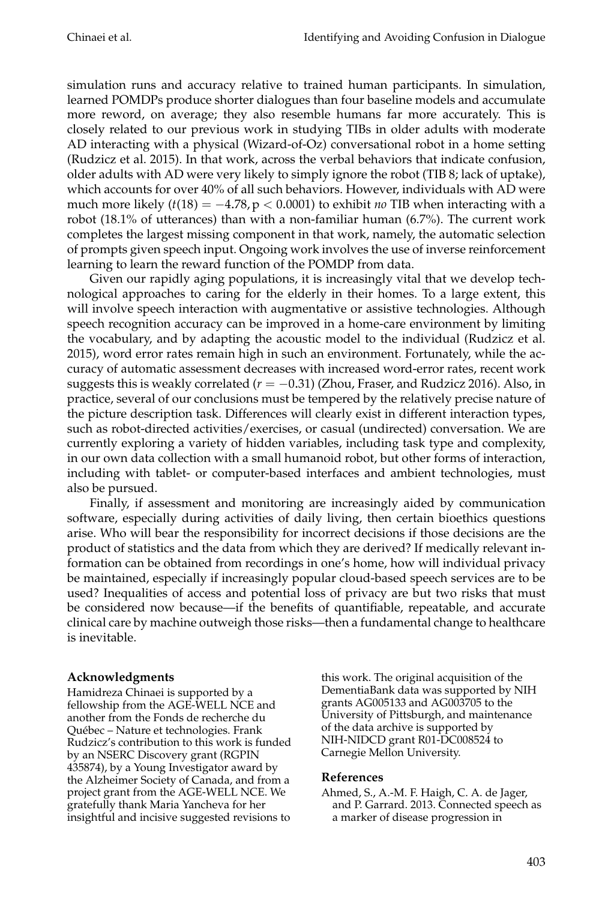simulation runs and accuracy relative to trained human participants. In simulation, learned POMDPs produce shorter dialogues than four baseline models and accumulate more reword, on average; they also resemble humans far more accurately. This is closely related to our previous work in studying TIBs in older adults with moderate AD interacting with a physical (Wizard-of-Oz) conversational robot in a home setting (Rudzicz et al. 2015). In that work, across the verbal behaviors that indicate confusion, older adults with AD were very likely to simply ignore the robot (TIB 8; lack of uptake), which accounts for over 40% of all such behaviors. However, individuals with AD were much more likely ($t(18) = -4.78, p < 0.0001$) to exhibit *no* TIB when interacting with a robot (18.1% of utterances) than with a non-familiar human (6.7%). The current work completes the largest missing component in that work, namely, the automatic selection of prompts given speech input. Ongoing work involves the use of inverse reinforcement learning to learn the reward function of the POMDP from data.

Given our rapidly aging populations, it is increasingly vital that we develop technological approaches to caring for the elderly in their homes. To a large extent, this will involve speech interaction with augmentative or assistive technologies. Although speech recognition accuracy can be improved in a home-care environment by limiting the vocabulary, and by adapting the acoustic model to the individual (Rudzicz et al. 2015), word error rates remain high in such an environment. Fortunately, while the accuracy of automatic assessment decreases with increased word-error rates, recent work suggests this is weakly correlated ($r = -0.31$) (Zhou, Fraser, and Rudzicz 2016). Also, in practice, several of our conclusions must be tempered by the relatively precise nature of the picture description task. Differences will clearly exist in different interaction types, such as robot-directed activities/exercises, or casual (undirected) conversation. We are currently exploring a variety of hidden variables, including task type and complexity, in our own data collection with a small humanoid robot, but other forms of interaction, including with tablet- or computer-based interfaces and ambient technologies, must also be pursued.

Finally, if assessment and monitoring are increasingly aided by communication software, especially during activities of daily living, then certain bioethics questions arise. Who will bear the responsibility for incorrect decisions if those decisions are the product of statistics and the data from which they are derived? If medically relevant information can be obtained from recordings in one's home, how will individual privacy be maintained, especially if increasingly popular cloud-based speech services are to be used? Inequalities of access and potential loss of privacy are but two risks that must be considered now because—if the benefits of quantifiable, repeatable, and accurate clinical care by machine outweigh those risks—then a fundamental change to healthcare is inevitable.

## Acknowledgments

Hamidreza Chinaei is supported by a fellowship from the AGE-WELL NCE and another from the Fonds de recherche du Québec – Nature et technologies. Frank Rudzicz's contribution to this work is funded by an NSERC Discovery grant (RGPIN 435874), by a Young Investigator award by the Alzheimer Society of Canada, and from a project grant from the AGE-WELL NCE. We gratefully thank Maria Yancheva for her insightful and incisive suggested revisions to this work. The original acquisition of the DementiaBank data was supported by NIH grants AG005133 and AG003705 to the University of Pittsburgh, and maintenance of the data archive is supported by NIH-NIDCD grant R01-DC008524 to Carnegie Mellon University.

## References

Ahmed, S., A.-M. F. Haigh, C. A. de Jager, and P. Garrard. 2013. Connected speech as a marker of disease progression in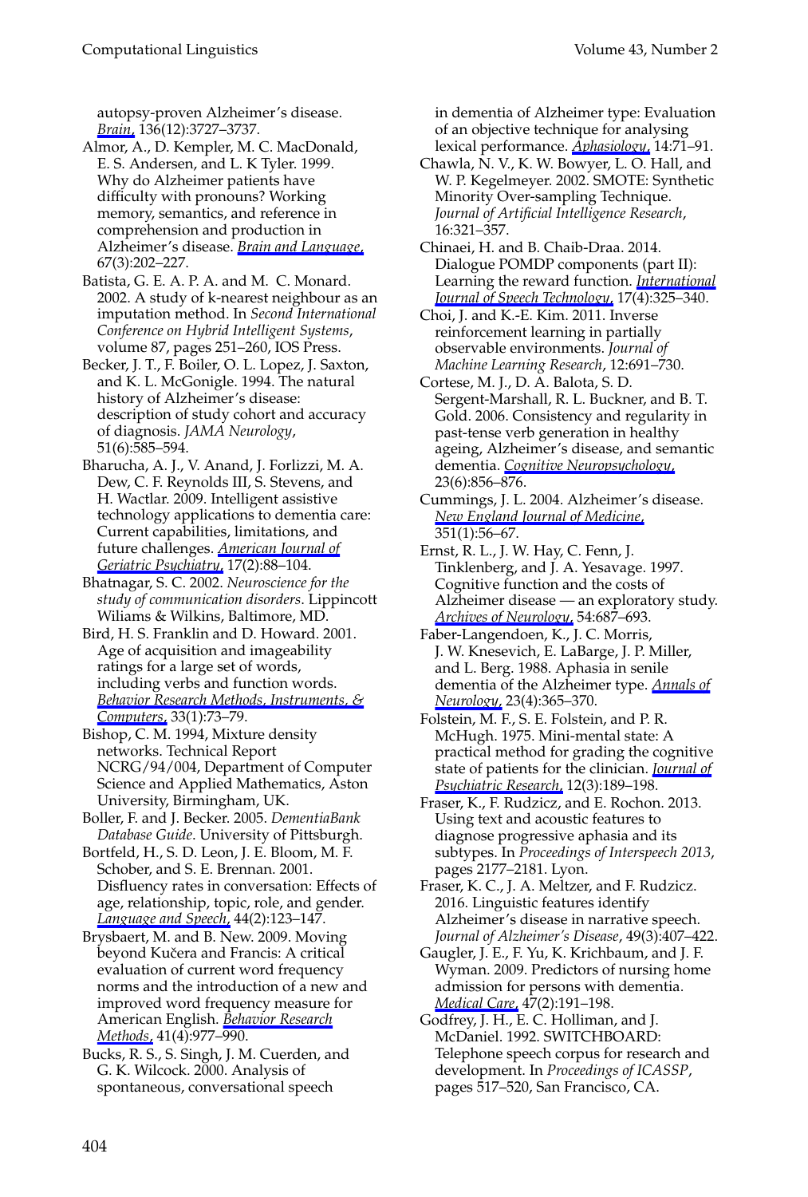autopsy-proven Alzheimer's disease. *Brain*, 136(12):3727–3737.

Almor, A., D. Kempler, M. C. MacDonald, E. S. Andersen, and L. K Tyler. 1999. Why do Alzheimer patients have difficulty with pronouns? Working memory, semantics, and reference in comprehension and production in Alzheimer's disease. *Brain and Language*, 67(3):202–227.

Batista, G. E. A. P. A. and M. C. Monard. 2002. A study of k-nearest neighbour as an imputation method. In *Second International Conference on Hybrid Intelligent Systems*, volume 87, pages 251–260, IOS Press.

Becker, J. T., F. Boiler, O. L. Lopez, J. Saxton, and K. L. McGonigle. 1994. The natural history of Alzheimer's disease: description of study cohort and accuracy of diagnosis. *JAMA Neurology*, 51(6):585–594.

Bharucha, A. J., V. Anand, J. Forlizzi, M. A. Dew, C. F. Reynolds III, S. Stevens, and H. Wactlar. 2009. Intelligent assistive technology applications to dementia care: Current capabilities, limitations, and future challenges. *American Journal of Geriatric Psychiatry*, 17(2):88–104.

Bhatnagar, S. C. 2002. *Neuroscience for the study of communication disorders*. Lippincott Wiliams & Wilkins, Baltimore, MD.

Bird, H. S. Franklin and D. Howard. 2001. Age of acquisition and imageability ratings for a large set of words, including verbs and function words. *Behavior Research Methods, Instruments, & Computers*, 33(1):73–79.

Bishop, C. M. 1994, Mixture density networks. Technical Report NCRG/94/004, Department of Computer Science and Applied Mathematics, Aston University, Birmingham, UK.

Boller, F. and J. Becker. 2005. *DementiaBank Database Guide*. University of Pittsburgh.

Bortfeld, H., S. D. Leon, J. E. Bloom, M. F. Schober, and S. E. Brennan. 2001. Disfluency rates in conversation: Effects of age, relationship, topic, role, and gender. *Language and Speech*, 44(2):123–147.

Brysbaert, M. and B. New. 2009. Moving beyond Kučera and Francis: A critical evaluation of current word frequency norms and the introduction of a new and improved word frequency measure for American English. *Behavior Research Methods*, 41(4):977–990.

Bucks, R. S., S. Singh, J. M. Cuerden, and G. K. Wilcock. 2000. Analysis of spontaneous, conversational speech in dementia of Alzheimer type: Evaluation of an objective technique for analysing lexical performance. *Aphasiology*, 14:71–91.

Chawla, N. V., K. W. Bowyer, L. O. Hall, and W. P. Kegelmeyer. 2002. SMOTE: Synthetic Minority Over-sampling Technique. *Journal of Artificial Intelligence Research*, 16:321–357.

Chinaei, H. and B. Chaib-Draa. 2014. Dialogue POMDP components (part II): Learning the reward function. *International Journal of Speech Technology*, 17(4):325–340.

Choi, J. and K.-E. Kim. 2011. Inverse reinforcement learning in partially observable environments. *Journal of Machine Learning Research*, 12:691–730.

Cortese, M. J., D. A. Balota, S. D. Sergent-Marshall, R. L. Buckner, and B. T. Gold. 2006. Consistency and regularity in past-tense verb generation in healthy ageing, Alzheimer's disease, and semantic dementia. *Cognitive Neuropsychology*, 23(6):856–876.

Cummings, J. L. 2004. Alzheimer's disease. *New England Journal of Medicine*, 351(1):56–67.

Ernst, R. L., J. W. Hay, C. Fenn, J. Tinklenberg, and J. A. Yesavage. 1997. Cognitive function and the costs of Alzheimer disease — an exploratory study. *Archives of Neurology*, 54:687–693.

Faber-Langendoen, K., J. C. Morris, J. W. Knesevich, E. LaBarge, J. P. Miller, and L. Berg. 1988. Aphasia in senile dementia of the Alzheimer type. *Annals of Neurology*, 23(4):365–370.

Folstein, M. F., S. E. Folstein, and P. R. McHugh. 1975. Mini-mental state: A practical method for grading the cognitive state of patients for the clinician. *Journal of Psychiatric Research*, 12(3):189–198.

Fraser, K., F. Rudzicz, and E. Rochon. 2013. Using text and acoustic features to diagnose progressive aphasia and its subtypes. In *Proceedings of Interspeech 2013*, pages 2177–2181. Lyon.

Fraser, K. C., J. A. Meltzer, and F. Rudzicz. 2016. Linguistic features identify Alzheimer's disease in narrative speech. *Journal of Alzheimer's Disease*, 49(3):407–422.

Gaugler, J. E., F. Yu, K. Krichbaum, and J. F. Wyman. 2009. Predictors of nursing home admission for persons with dementia. *Medical Care*, 47(2):191–198.

Godfrey, J. H., E. C. Holliman, and J. McDaniel. 1992. SWITCHBOARD: Telephone speech corpus for research and development. In *Proceedings of ICASSP*, pages 517–520, San Francisco, CA.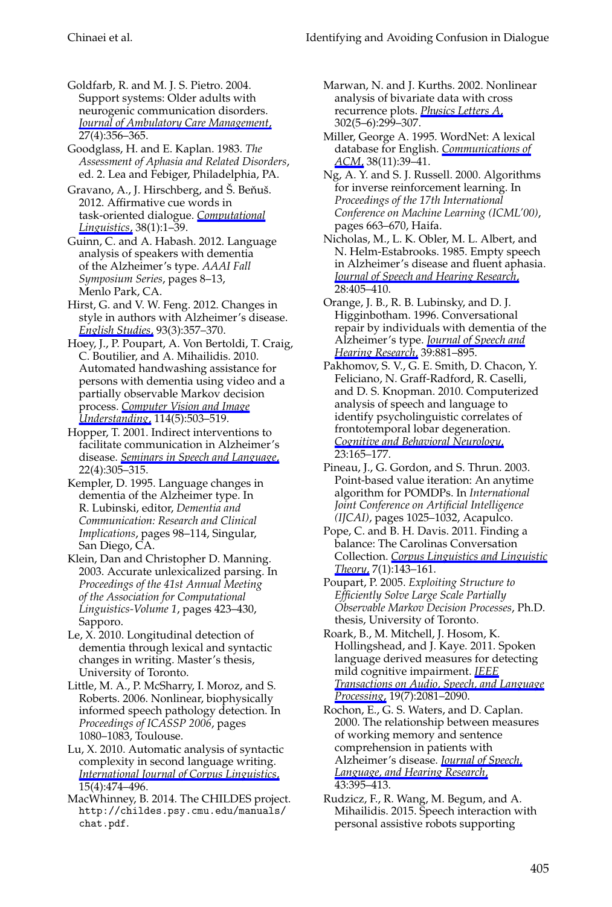Goldfarb, R. and M. J. S. Pietro. 2004. Support systems: Older adults with neurogenic communication disorders. *Journal of Ambulatory Care Management*, 27(4):356–365.

Goodglass, H. and E. Kaplan. 1983. *The Assessment of Aphasia and Related Disorders*, ed. 2. Lea and Febiger, Philadelphia, PA.

Gravano, A., J. Hirschberg, and Š. Beňuš. 2012. Affirmative cue words in task-oriented dialogue. *Computational Linguistics*, 38(1):1–39.

Guinn, C. and A. Habash. 2012. Language analysis of speakers with dementia of the Alzheimer's type. *AAAI Fall Symposium Series*, pages 8–13, Menlo Park, CA.

Hirst, G. and V. W. Feng. 2012. Changes in style in authors with Alzheimer's disease. *English Studies*, 93(3):357–370.

Hoey, J., P. Poupart, A. Von Bertoldi, T. Craig, C. Boutilier, and A. Mihailidis. 2010. Automated handwashing assistance for persons with dementia using video and a partially observable Markov decision process. *Computer Vision and Image Understanding*, 114(5):503–519.

Hopper, T. 2001. Indirect interventions to facilitate communication in Alzheimer's disease. *Seminars in Speech and Language*, 22(4):305–315.

Kempler, D. 1995. Language changes in dementia of the Alzheimer type. In R. Lubinski, editor, *Dementia and Communication: Research and Clinical Implications*, pages 98–114, Singular, San Diego, CA.

Klein, Dan and Christopher D. Manning. 2003. Accurate unlexicalized parsing. In *Proceedings of the 41st Annual Meeting of the Association for Computational Linguistics-Volume 1*, pages 423–430, Sapporo.

Le, X. 2010. Longitudinal detection of dementia through lexical and syntactic changes in writing. Master's thesis, University of Toronto.

Little, M. A., P. McSharry, I. Moroz, and S. Roberts. 2006. Nonlinear, biophysically informed speech pathology detection. In *Proceedings of ICASSP 2006*, pages 1080–1083, Toulouse.

Lu, X. 2010. Automatic analysis of syntactic complexity in second language writing. *International Journal of Corpus Linguistics*, 15(4):474–496.

MacWhinney, B. 2014. The CHILDES project. `http://childes.psy.cmu.edu/manuals/chat.pdf`.

Marwan, N. and J. Kurths. 2002. Nonlinear analysis of bivariate data with cross recurrence plots. *Physics Letters A*, 302(5–6):299–307.

Miller, George A. 1995. WordNet: A lexical database for English. *Communications of ACM*, 38(11):39–41.

Ng, A. Y. and S. J. Russell. 2000. Algorithms for inverse reinforcement learning. In *Proceedings of the 17th International Conference on Machine Learning (ICML'00)*, pages 663–670, Haifa.

Nicholas, M., L. K. Obler, M. L. Albert, and N. Helm-Estabrooks. 1985. Empty speech in Alzheimer's disease and fluent aphasia. *Journal of Speech and Hearing Research*, 28:405–410.

Orange, J. B., R. B. Lubinsky, and D. J. Higginbotham. 1996. Conversational repair by individuals with dementia of the Alzheimer's type. *Journal of Speech and Hearing Research*, 39:881–895.

Pakhomov, S. V., G. E. Smith, D. Chacon, Y. Feliciano, N. Graff-Radford, R. Caselli, and D. S. Knopman. 2010. Computerized analysis of speech and language to identify psycholinguistic correlates of frontotemporal lobar degeneration. *Cognitive and Behavioral Neurology*, 23:165–177.

Pineau, J., G. Gordon, and S. Thrun. 2003. Point-based value iteration: An anytime algorithm for POMDPs. In *International Joint Conference on Artificial Intelligence (IJCAI)*, pages 1025–1032, Acapulco.

Pope, C. and B. H. Davis. 2011. Finding a balance: The Carolinas Conversation Collection. *Corpus Linguistics and Linguistic Theory*, 7(1):143–161.

Poupart, P. 2005. *Exploiting Structure to Efficiently Solve Large Scale Partially Observable Markov Decision Processes*, Ph.D. thesis, University of Toronto.

Roark, B., M. Mitchell, J. Hosom, K. Hollingshead, and J. Kaye. 2011. Spoken language derived measures for detecting mild cognitive impairment. *IEEE Transactions on Audio, Speech, and Language Processing*, 19(7):2081–2090.

Rochon, E., G. S. Waters, and D. Caplan. 2000. The relationship between measures of working memory and sentence comprehension in patients with Alzheimer's disease. *Journal of Speech, Language, and Hearing Research*, 43:395–413.

Rudzicz, F., R. Wang, M. Begum, and A. Mihailidis. 2015. Speech interaction with personal assistive robots supporting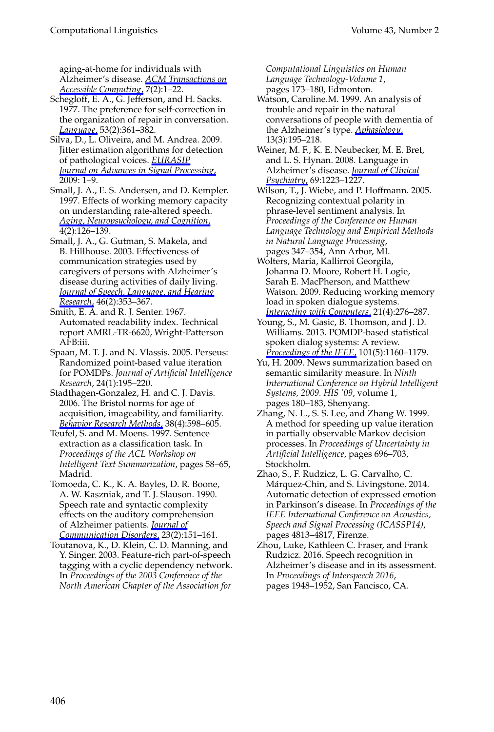aging-at-home for individuals with Alzheimer's disease. *ACM Transactions on Accessible Computing*, 7(2):1–22.

Schegloff, E. A., G. Jefferson, and H. Sacks. 1977. The preference for self-correction in the organization of repair in conversation. *Language*, 53(2):361–382.

Silva, D., L. Oliveira, and M. Andrea. 2009. Jitter estimation algorithms for detection of pathological voices. *EURASIP Journal on Advances in Signal Processing*, 2009: 1–9.

Small, J. A., E. S. Andersen, and D. Kempler. 1997. Effects of working memory capacity on understanding rate-altered speech. *Aging, Neuropsychology, and Cognition*, 4(2):126–139.

Small, J. A., G. Gutman, S. Makela, and B. Hillhouse. 2003. Effectiveness of communication strategies used by caregivers of persons with Alzheimer's disease during activities of daily living. *Journal of Speech, Language, and Hearing Research*, 46(2):353–367.

Smith, E. A. and R. J. Senter. 1967. Automated readability index. Technical report AMRL-TR-6620, Wright-Patterson AFB:iii.

Spaan, M. T. J. and N. Vlassis. 2005. Perseus: Randomized point-based value iteration for POMDPs. *Journal of Artificial Intelligence Research*, 24(1):195–220.

Stadthagen-Gonzalez, H. and C. J. Davis. 2006. The Bristol norms for age of acquisition, imageability, and familiarity. *Behavior Research Methods*, 38(4):598–605.

Teufel, S. and M. Moens. 1997. Sentence extraction as a classification task. In *Proceedings of the ACL Workshop on Intelligent Text Summarization*, pages 58–65, Madrid.

Tomoeda, C. K., K. A. Bayles, D. R. Boone, A. W. Kaszniak, and T. J. Slauson. 1990. Speech rate and syntactic complexity effects on the auditory comprehension of Alzheimer patients. *Journal of Communication Disorders*, 23(2):151–161.

Toutanova, K., D. Klein, C. D. Manning, and Y. Singer. 2003. Feature-rich part-of-speech tagging with a cyclic dependency network. In *Proceedings of the 2003 Conference of the North American Chapter of the Association for Computational Linguistics on Human Language Technology-Volume 1*, pages 173–180, Edmonton.

Watson, Caroline.M. 1999. An analysis of trouble and repair in the natural conversations of people with dementia of the Alzheimer's type. *Aphasiology*, 13(3):195–218.

Weiner, M. F., K. E. Neubecker, M. E. Bret, and L. S. Hynan. 2008. Language in Alzheimer's disease. *Journal of Clinical Psychiatry*, 69:1223–1227.

Wilson, T., J. Wiebe, and P. Hoffmann. 2005. Recognizing contextual polarity in phrase-level sentiment analysis. In *Proceedings of the Conference on Human Language Technology and Empirical Methods in Natural Language Processing*, pages 347–354, Ann Arbor, MI.

Wolters, Maria, Kallirroi Georgila, Johanna D. Moore, Robert H. Logie, Sarah E. MacPherson, and Matthew Watson. 2009. Reducing working memory load in spoken dialogue systems. *Interacting with Computers*, 21(4):276–287.

Young, S., M. Gasic, B. Thomson, and J. D. Williams. 2013. POMDP-based statistical spoken dialog systems: A review. *Proceedings of the IEEE*, 101(5):1160–1179.

Yu, H. 2009. News summarization based on semantic similarity measure. In *Ninth International Conference on Hybrid Intelligent Systems, 2009. HIS '09*, volume 1, pages 180–183, Shenyang.

Zhang, N. L., S. S. Lee, and Zhang W. 1999. A method for speeding up value iteration in partially observable Markov decision processes. In *Proceedings of Uncertainty in Artificial Intelligence*, pages 696–703, Stockholm.

Zhao, S., F. Rudzicz, L. G. Carvalho, C. Márquez-Chin, and S. Livingstone. 2014. Automatic detection of expressed emotion in Parkinson's disease. In *Proceedings of the IEEE International Conference on Acoustics, Speech and Signal Processing (ICASSP14)*, pages 4813–4817, Firenze.

Zhou, Luke, Kathleen C. Fraser, and Frank Rudzicz. 2016. Speech recognition in Alzheimer's disease and in its assessment. In *Proceedings of Interspeech 2016*, pages 1948–1952, San Fancisco, CA.